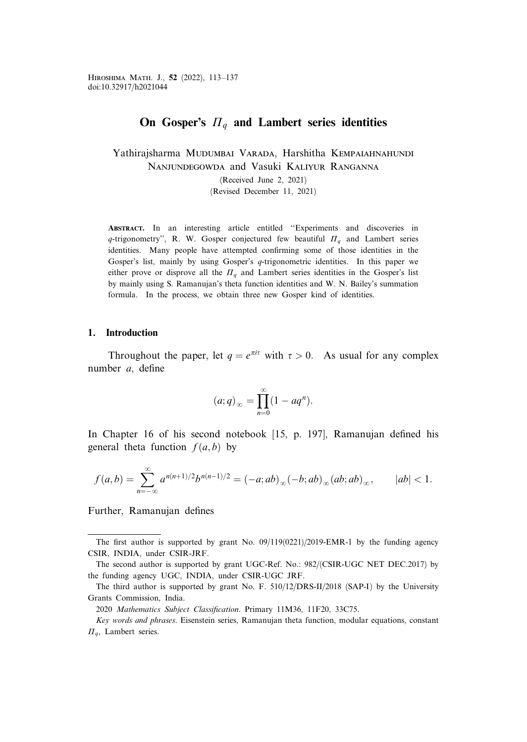# On Gosper's $\Pi_q$ and Lambert series identities

Yathirajsharma Mudumbai Varada, Harshitha Kempaiahnahundi Nanjundegowda and Vasuki Kaliyur Ranganna

(Received June 2, 2021)
(Revised December 11, 2021)

**Abstract.** In an interesting article entitled "Experiments and discoveries in $q$-trigonometry", R. W. Gosper conjectured few beautiful $\Pi_q$ and Lambert series identities. Many people have attempted confirming some of those identities in the Gosper's list, mainly by using Gosper's $q$-trigonometric identities. In this paper we either prove or disprove all the $\Pi_q$ and Lambert series identities in the Gosper's list by mainly using S. Ramanujan's theta function identities and W. N. Bailey's summation formula. In the process, we obtain three new Gosper kind of identities.

## 1. Introduction

Throughout the paper, let $q = e^{\pi i\tau}$ with $\tau > 0$. As usual for any complex number $a$, define

$$(a;q)_\infty = \prod_{n=0}^{\infty}(1 - aq^n).$$

In Chapter 16 of his second notebook [15, p. 197], Ramanujan defined his general theta function $f(a,b)$ by

$$f(a,b) = \sum_{n=-\infty}^{\infty} a^{n(n+1)/2} b^{n(n-1)/2} = (-a;ab)_\infty(-b;ab)_\infty(ab;ab)_\infty, \qquad |ab| < 1.$$

Further, Ramanujan defines

---

The first author is supported by grant No. 09/119(0221)/2019-EMR-1 by the funding agency CSIR, INDIA, under CSIR-JRF.

The second author is supported by grant UGC-Ref. No.: 982/(CSIR-UGC NET DEC.2017) by the funding agency UGC, INDIA, under CSIR-UGC JRF.

The third author is supported by grant No. F. 510/12/DRS-II/2018 (SAP-I) by the University Grants Commission, India.

2020 *Mathematics Subject Classification*. Primary 11M36, 11F20, 33C75.

*Key words and phrases*. Eisenstein series, Ramanujan theta function, modular equations, constant $\Pi_q$, Lambert series.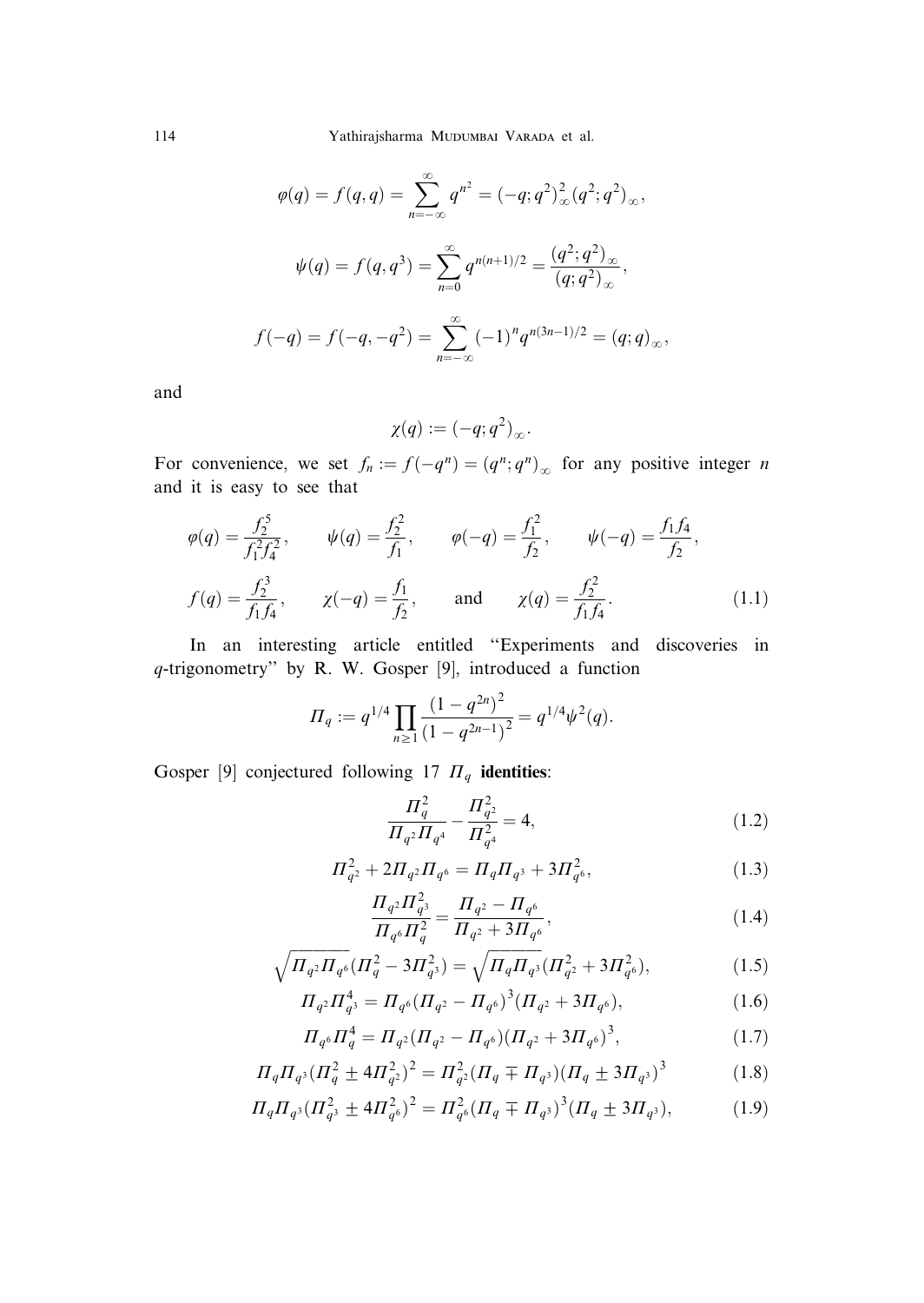$$\varphi(q) = f(q, q) = \sum_{n=-\infty}^{\infty} q^{n^2} = (-q; q^2)_\infty^2 (q^2; q^2)_\infty,$$

$$\psi(q) = f(q, q^3) = \sum_{n=0}^{\infty} q^{n(n+1)/2} = \frac{(q^2; q^2)_\infty}{(q; q^2)_\infty},$$

$$f(-q) = f(-q, -q^2) = \sum_{n=-\infty}^{\infty} (-1)^n q^{n(3n-1)/2} = (q; q)_\infty,$$

and

$$\chi(q) := (-q; q^2)_\infty.$$

For convenience, we set $f_n := f(-q^n) = (q^n; q^n)_\infty$ for any positive integer $n$ and it is easy to see that

$$\varphi(q) = \frac{f_2^5}{f_1^2 f_4^2}, \qquad \psi(q) = \frac{f_2^2}{f_1}, \qquad \varphi(-q) = \frac{f_1^2}{f_2}, \qquad \psi(-q) = \frac{f_1 f_4}{f_2},$$

$$f(q) = \frac{f_2^3}{f_1 f_4}, \qquad \chi(-q) = \frac{f_1}{f_2}, \qquad \text{and} \qquad \chi(q) = \frac{f_2^2}{f_1 f_4}. \tag{1.1}$$

In an interesting article entitled "Experiments and discoveries in $q$-trigonometry" by R. W. Gosper [9], introduced a function

$$\Pi_q := q^{1/4} \prod_{n \geq 1} \frac{(1 - q^{2n})^2}{(1 - q^{2n-1})^2} = q^{1/4} \psi^2(q).$$

Gosper [9] conjectured following 17 $\Pi_q$ **identities**:

$$\frac{\Pi_q^2}{\Pi_{q^2} \Pi_{q^4}} - \frac{\Pi_{q^2}^2}{\Pi_{q^4}^2} = 4, \tag{1.2}$$

$$\Pi_{q^2}^2 + 2\Pi_{q^2} \Pi_{q^6} = \Pi_q \Pi_{q^3} + 3\Pi_{q^6}^2, \tag{1.3}$$

$$\frac{\Pi_{q^2} \Pi_{q^3}^2}{\Pi_{q^6} \Pi_q^2} = \frac{\Pi_{q^2} - \Pi_{q^6}}{\Pi_{q^2} + 3\Pi_{q^6}}, \tag{1.4}$$

$$\sqrt{\Pi_{q^2} \Pi_{q^6}} (\Pi_q^2 - 3\Pi_{q^3}^2) = \sqrt{\Pi_q \Pi_{q^3}} (\Pi_{q^2}^2 + 3\Pi_{q^6}^2), \tag{1.5}$$

$$\Pi_{q^2} \Pi_{q^3}^4 = \Pi_{q^6} (\Pi_{q^2} - \Pi_{q^6})^3 (\Pi_{q^2} + 3\Pi_{q^6}), \tag{1.6}$$

$$\Pi_{q^6} \Pi_q^4 = \Pi_{q^2} (\Pi_{q^2} - \Pi_{q^6}) (\Pi_{q^2} + 3\Pi_{q^6})^3, \tag{1.7}$$

$$\Pi_q \Pi_{q^3} (\Pi_q^2 \pm 4\Pi_{q^2}^2)^2 = \Pi_{q^2}^2 (\Pi_q \mp \Pi_{q^3}) (\Pi_q \pm 3\Pi_{q^3})^3 \tag{1.8}$$

$$\Pi_q \Pi_{q^3} (\Pi_{q^3}^2 \pm 4\Pi_{q^6}^2)^2 = \Pi_{q^6}^2 (\Pi_q \mp \Pi_{q^3})^3 (\Pi_q \pm 3\Pi_{q^3}), \tag{1.9}$$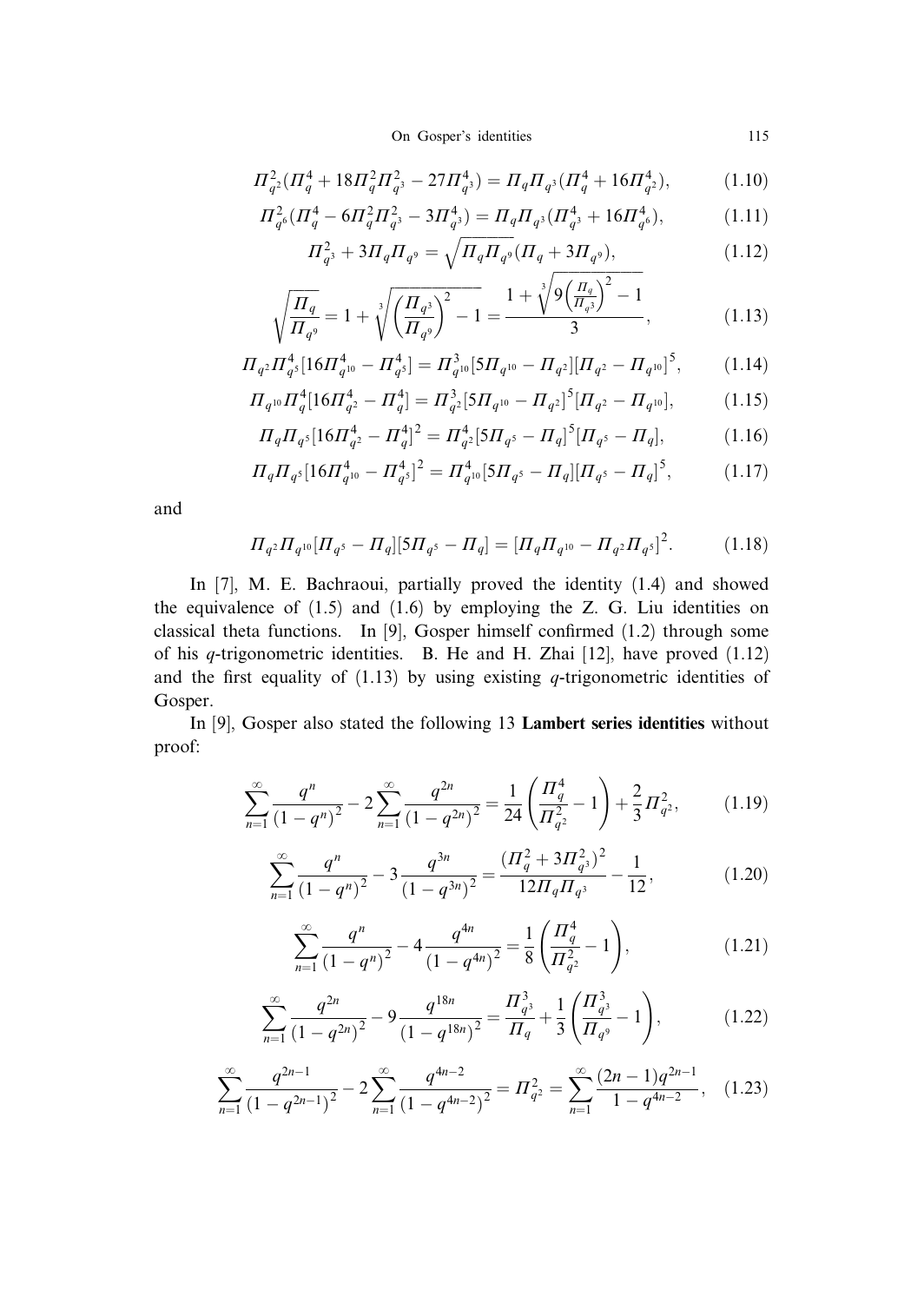$$\Pi_{q^2}^2(\Pi_q^4 + 18\Pi_q^2\Pi_{q^3}^2 - 27\Pi_{q^3}^4) = \Pi_q\Pi_{q^3}(\Pi_q^4 + 16\Pi_{q^2}^4), \tag{1.10}$$

$$\Pi_{q^6}^2(\Pi_q^4 - 6\Pi_q^2\Pi_{q^3}^2 - 3\Pi_{q^3}^4) = \Pi_q\Pi_{q^3}(\Pi_{q^3}^4 + 16\Pi_{q^6}^4), \tag{1.11}$$

$$\Pi_{q^3}^2 + 3\Pi_q\Pi_{q^9} = \sqrt{\Pi_q\Pi_{q^9}}(\Pi_q + 3\Pi_{q^9}), \tag{1.12}$$

$$\sqrt{\frac{\Pi_q}{\Pi_{q^9}}} = 1 + \sqrt[3]{\left(\frac{\Pi_{q^3}}{\Pi_{q^9}}\right)^2 - 1} = \frac{1 + \sqrt[3]{9\left(\frac{\Pi_q}{\Pi_{q^3}}\right)^2 - 1}}{3}, \tag{1.13}$$

$$\Pi_{q^2}\Pi_{q^5}^4[16\Pi_{q^{10}}^4 - \Pi_{q^5}^4] = \Pi_{q^{10}}^3[5\Pi_{q^{10}} - \Pi_{q^2}][\Pi_{q^2} - \Pi_{q^{10}}]^5, \tag{1.14}$$

$$\Pi_{q^{10}}\Pi_q^4[16\Pi_{q^2}^4 - \Pi_q^4] = \Pi_{q^2}^3[5\Pi_{q^{10}} - \Pi_{q^2}]^5[\Pi_{q^2} - \Pi_{q^{10}}], \tag{1.15}$$

$$\Pi_q\Pi_{q^5}[16\Pi_{q^2}^4 - \Pi_q^4]^2 = \Pi_{q^2}^4[5\Pi_{q^5} - \Pi_q]^5[\Pi_{q^5} - \Pi_q], \tag{1.16}$$

$$\Pi_q\Pi_{q^5}[16\Pi_{q^{10}}^4 - \Pi_{q^5}^4]^2 = \Pi_{q^{10}}^4[5\Pi_{q^5} - \Pi_q][\Pi_{q^5} - \Pi_q]^5, \tag{1.17}$$

and

$$\Pi_{q^2}\Pi_{q^{10}}[\Pi_{q^5} - \Pi_q][5\Pi_{q^5} - \Pi_q] = [\Pi_q\Pi_{q^{10}} - \Pi_{q^2}\Pi_{q^5}]^2. \tag{1.18}$$

In [7], M. E. Bachraoui, partially proved the identity (1.4) and showed the equivalence of (1.5) and (1.6) by employing the Z. G. Liu identities on classical theta functions. In [9], Gosper himself confirmed (1.2) through some of his $q$-trigonometric identities. B. He and H. Zhai [12], have proved (1.12) and the first equality of (1.13) by using existing $q$-trigonometric identities of Gosper.

In [9], Gosper also stated the following 13 **Lambert series identities** without proof:

$$\sum_{n=1}^{\infty}\frac{q^n}{(1-q^n)^2} - 2\sum_{n=1}^{\infty}\frac{q^{2n}}{(1-q^{2n})^2} = \frac{1}{24}\left(\frac{\Pi_q^4}{\Pi_{q^2}^2} - 1\right) + \frac{2}{3}\Pi_{q^2}^2, \tag{1.19}$$

$$\sum_{n=1}^{\infty}\frac{q^n}{(1-q^n)^2} - 3\frac{q^{3n}}{(1-q^{3n})^2} = \frac{(\Pi_q^2 + 3\Pi_{q^3}^2)^2}{12\Pi_q\Pi_{q^3}} - \frac{1}{12}, \tag{1.20}$$

$$\sum_{n=1}^{\infty}\frac{q^n}{(1-q^n)^2} - 4\frac{q^{4n}}{(1-q^{4n})^2} = \frac{1}{8}\left(\frac{\Pi_q^4}{\Pi_{q^2}^2} - 1\right), \tag{1.21}$$

$$\sum_{n=1}^{\infty}\frac{q^{2n}}{(1-q^{2n})^2} - 9\frac{q^{18n}}{(1-q^{18n})^2} = \frac{\Pi_{q^3}^3}{\Pi_q} + \frac{1}{3}\left(\frac{\Pi_{q^3}^3}{\Pi_{q^9}} - 1\right), \tag{1.22}$$

$$\sum_{n=1}^{\infty}\frac{q^{2n-1}}{(1-q^{2n-1})^2} - 2\sum_{n=1}^{\infty}\frac{q^{4n-2}}{(1-q^{4n-2})^2} = \Pi_{q^2}^2 = \sum_{n=1}^{\infty}\frac{(2n-1)q^{2n-1}}{1-q^{4n-2}}, \tag{1.23}$$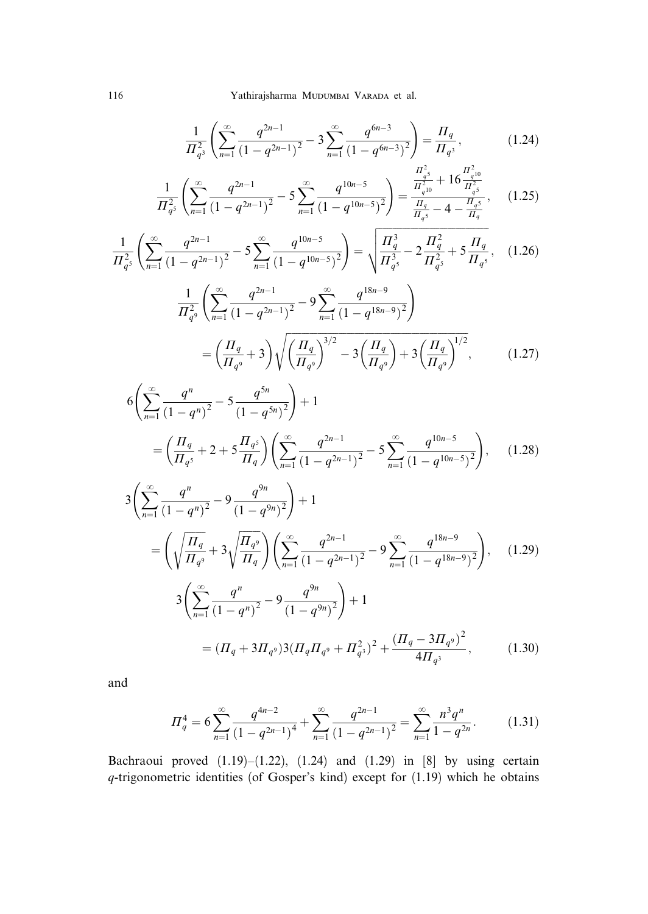$$\frac{1}{\Pi_{q^3}^2}\left(\sum_{n=1}^{\infty}\frac{q^{2n-1}}{(1-q^{2n-1})^2}-3\sum_{n=1}^{\infty}\frac{q^{6n-3}}{(1-q^{6n-3})^2}\right)=\frac{\Pi_q}{\Pi_{q^3}}, \tag{1.24}$$

$$\frac{1}{\Pi_{q^5}^2}\left(\sum_{n=1}^{\infty}\frac{q^{2n-1}}{(1-q^{2n-1})^2}-5\sum_{n=1}^{\infty}\frac{q^{10n-5}}{(1-q^{10n-5})^2}\right)=\frac{\frac{\Pi_{q^5}^2}{\Pi_{q^{10}}^2}+16\frac{\Pi_{q^{10}}^2}{\Pi_{q^5}^2}}{\frac{\Pi_q}{\Pi_{q^5}}-4-\frac{\Pi_{q^5}}{\Pi_q}}, \tag{1.25}$$

$$\frac{1}{\Pi_{q^5}^2}\left(\sum_{n=1}^{\infty}\frac{q^{2n-1}}{(1-q^{2n-1})^2}-5\sum_{n=1}^{\infty}\frac{q^{10n-5}}{(1-q^{10n-5})^2}\right)=\sqrt{\frac{\Pi_q^3}{\Pi_{q^5}^3}-2\frac{\Pi_q^2}{\Pi_{q^5}^2}+5\frac{\Pi_q}{\Pi_{q^5}}}, \tag{1.26}$$

$$\begin{aligned}&\frac{1}{\Pi_{q^9}^2}\left(\sum_{n=1}^{\infty}\frac{q^{2n-1}}{(1-q^{2n-1})^2}-9\sum_{n=1}^{\infty}\frac{q^{18n-9}}{(1-q^{18n-9})^2}\right)\\&\quad=\left(\frac{\Pi_q}{\Pi_{q^9}}+3\right)\sqrt{\left(\frac{\Pi_q}{\Pi_{q^9}}\right)^{3/2}-3\left(\frac{\Pi_q}{\Pi_{q^9}}\right)+3\left(\frac{\Pi_q}{\Pi_{q^9}}\right)^{1/2}},\end{aligned} \tag{1.27}$$

$$\begin{aligned}&6\left(\sum_{n=1}^{\infty}\frac{q^n}{(1-q^n)^2}-5\frac{q^{5n}}{(1-q^{5n})^2}\right)+1\\&\quad=\left(\frac{\Pi_q}{\Pi_{q^5}}+2+5\frac{\Pi_{q^5}}{\Pi_q}\right)\left(\sum_{n=1}^{\infty}\frac{q^{2n-1}}{(1-q^{2n-1})^2}-5\sum_{n=1}^{\infty}\frac{q^{10n-5}}{(1-q^{10n-5})^2}\right),\end{aligned} \tag{1.28}$$

$$\begin{aligned}&3\left(\sum_{n=1}^{\infty}\frac{q^n}{(1-q^n)^2}-9\frac{q^{9n}}{(1-q^{9n})^2}\right)+1\\&\quad=\left(\sqrt{\frac{\Pi_q}{\Pi_{q^9}}}+3\sqrt{\frac{\Pi_{q^9}}{\Pi_q}}\right)\left(\sum_{n=1}^{\infty}\frac{q^{2n-1}}{(1-q^{2n-1})^2}-9\sum_{n=1}^{\infty}\frac{q^{18n-9}}{(1-q^{18n-9})^2}\right),\end{aligned} \tag{1.29}$$

$$\begin{aligned}&3\left(\sum_{n=1}^{\infty}\frac{q^n}{(1-q^n)^2}-9\frac{q^{9n}}{(1-q^{9n})^2}\right)+1\\&\quad=(\Pi_q+3\Pi_{q^9})3(\Pi_q\Pi_{q^9}+\Pi_{q^3}^2)^2+\frac{(\Pi_q-3\Pi_{q^9})^2}{4\Pi_{q^3}},\end{aligned} \tag{1.30}$$

and

$$\Pi_q^4=6\sum_{n=1}^{\infty}\frac{q^{4n-2}}{(1-q^{2n-1})^4}+\sum_{n=1}^{\infty}\frac{q^{2n-1}}{(1-q^{2n-1})^2}=\sum_{n=1}^{\infty}\frac{n^3q^n}{1-q^{2n}}. \tag{1.31}$$

Bachraoui proved (1.19)–(1.22), (1.24) and (1.29) in [8] by using certain $q$-trigonometric identities (of Gosper's kind) except for (1.19) which he obtains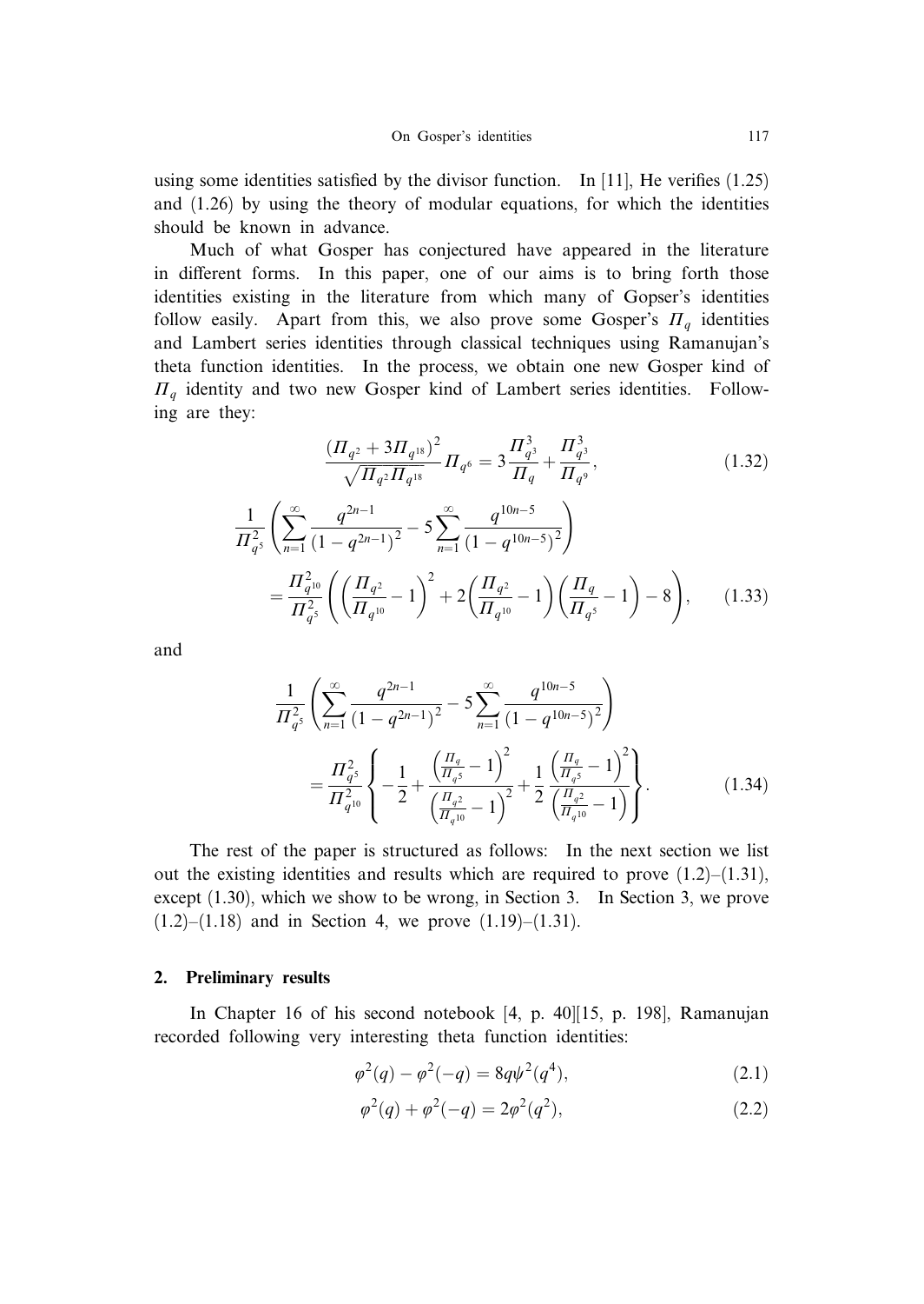using some identities satisfied by the divisor function. In [11], He verifies (1.25) and (1.26) by using the theory of modular equations, for which the identities should be known in advance.

Much of what Gosper has conjectured have appeared in the literature in different forms. In this paper, one of our aims is to bring forth those identities existing in the literature from which many of Gopser's identities follow easily. Apart from this, we also prove some Gosper's $\Pi_q$ identities and Lambert series identities through classical techniques using Ramanujan's theta function identities. In the process, we obtain one new Gosper kind of $\Pi_q$ identity and two new Gosper kind of Lambert series identities. Following are they:

$$\frac{(\Pi_{q^2} + 3\Pi_{q^{18}})^2}{\sqrt{\Pi_{q^2}\Pi_{q^{18}}}}\Pi_{q^6} = 3\frac{\Pi_{q^3}^3}{\Pi_q} + \frac{\Pi_{q^3}^3}{\Pi_{q^9}}, \tag{1.32}$$

$$\begin{aligned}
\frac{1}{\Pi_{q^5}^2}&\left(\sum_{n=1}^{\infty}\frac{q^{2n-1}}{(1-q^{2n-1})^2} - 5\sum_{n=1}^{\infty}\frac{q^{10n-5}}{(1-q^{10n-5})^2}\right) \\
&= \frac{\Pi_{q^{10}}^2}{\Pi_{q^5}^2}\left(\left(\frac{\Pi_{q^2}}{\Pi_{q^{10}}} - 1\right)^2 + 2\left(\frac{\Pi_{q^2}}{\Pi_{q^{10}}} - 1\right)\left(\frac{\Pi_q}{\Pi_{q^5}} - 1\right) - 8\right),
\end{aligned} \tag{1.33}$$

and

$$\begin{aligned}
\frac{1}{\Pi_{q^5}^2}&\left(\sum_{n=1}^{\infty}\frac{q^{2n-1}}{(1-q^{2n-1})^2} - 5\sum_{n=1}^{\infty}\frac{q^{10n-5}}{(1-q^{10n-5})^2}\right) \\
&= \frac{\Pi_{q^5}^2}{\Pi_{q^{10}}^2}\left\{-\frac{1}{2} + \frac{\left(\frac{\Pi_q}{\Pi_{q^5}} - 1\right)^2}{\left(\frac{\Pi_{q^2}}{\Pi_{q^{10}}} - 1\right)^2} + \frac{1}{2}\frac{\left(\frac{\Pi_q}{\Pi_{q^5}} - 1\right)^2}{\left(\frac{\Pi_{q^2}}{\Pi_{q^{10}}} - 1\right)}\right\}.
\end{aligned} \tag{1.34}$$

The rest of the paper is structured as follows: In the next section we list out the existing identities and results which are required to prove (1.2)–(1.31), except (1.30), which we show to be wrong, in Section 3. In Section 3, we prove (1.2)–(1.18) and in Section 4, we prove (1.19)–(1.31).

## 2. Preliminary results

In Chapter 16 of his second notebook [4, p. 40][15, p. 198], Ramanujan recorded following very interesting theta function identities:

$$\varphi^2(q) - \varphi^2(-q) = 8q\psi^2(q^4), \tag{2.1}$$

$$\varphi^2(q) + \varphi^2(-q) = 2\varphi^2(q^2), \tag{2.2}$$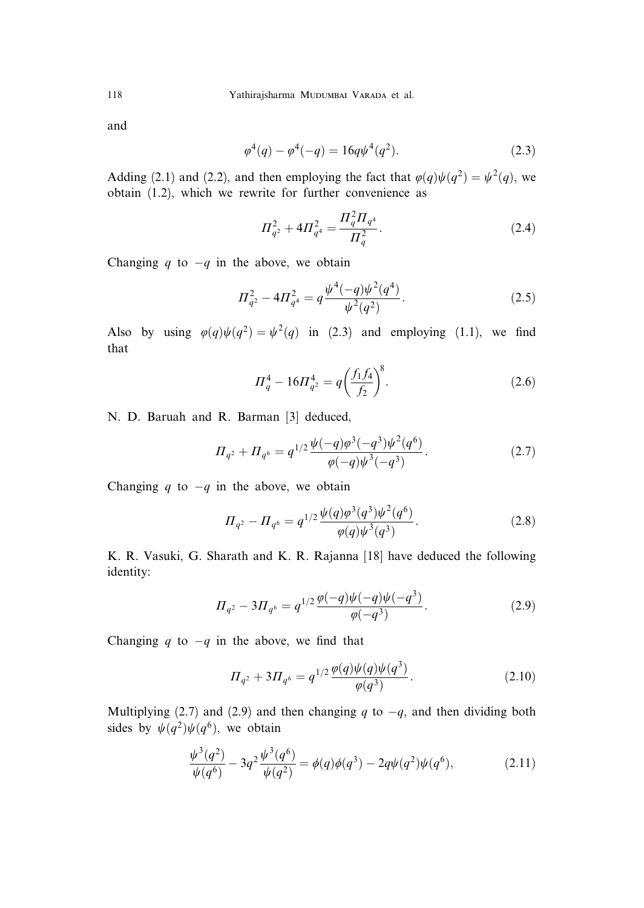and

$$\varphi^4(q) - \varphi^4(-q) = 16q\psi^4(q^2). \tag{2.3}$$

Adding (2.1) and (2.2), and then employing the fact that $\varphi(q)\psi(q^2) = \psi^2(q)$, we obtain (1.2), which we rewrite for further convenience as

$$\Pi_{q^2}^2 + 4\Pi_{q^4}^2 = \frac{\Pi_q^2 \Pi_{q^4}}{\Pi_q^2}. \tag{2.4}$$

Changing $q$ to $-q$ in the above, we obtain

$$\Pi_{q^2}^2 - 4\Pi_{q^4}^2 = q\frac{\psi^4(-q)\psi^2(q^4)}{\psi^2(q^2)}. \tag{2.5}$$

Also by using $\varphi(q)\psi(q^2) = \psi^2(q)$ in (2.3) and employing (1.1), we find that

$$\Pi_q^4 - 16\Pi_{q^2}^4 = q\left(\frac{f_1 f_4}{f_2}\right)^8. \tag{2.6}$$

N. D. Baruah and R. Barman [3] deduced,

$$\Pi_{q^2} + \Pi_{q^6} = q^{1/2}\frac{\psi(-q)\varphi^3(-q^3)\psi^2(q^6)}{\varphi(-q)\psi^3(-q^3)}. \tag{2.7}$$

Changing $q$ to $-q$ in the above, we obtain

$$\Pi_{q^2} - \Pi_{q^6} = q^{1/2}\frac{\psi(q)\varphi^3(q^3)\psi^2(q^6)}{\varphi(q)\psi^3(q^3)}. \tag{2.8}$$

K. R. Vasuki, G. Sharath and K. R. Rajanna [18] have deduced the following identity:

$$\Pi_{q^2} - 3\Pi_{q^6} = q^{1/2}\frac{\varphi(-q)\psi(-q)\psi(-q^3)}{\varphi(-q^3)}. \tag{2.9}$$

Changing $q$ to $-q$ in the above, we find that

$$\Pi_{q^2} + 3\Pi_{q^6} = q^{1/2}\frac{\varphi(q)\psi(q)\psi(q^3)}{\varphi(q^3)}. \tag{2.10}$$

Multiplying (2.7) and (2.9) and then changing $q$ to $-q$, and then dividing both sides by $\psi(q^2)\psi(q^6)$, we obtain

$$\frac{\psi^3(q^2)}{\psi(q^6)} - 3q^2\frac{\psi^3(q^6)}{\psi(q^2)} = \phi(q)\phi(q^3) - 2q\psi(q^2)\psi(q^6), \tag{2.11}$$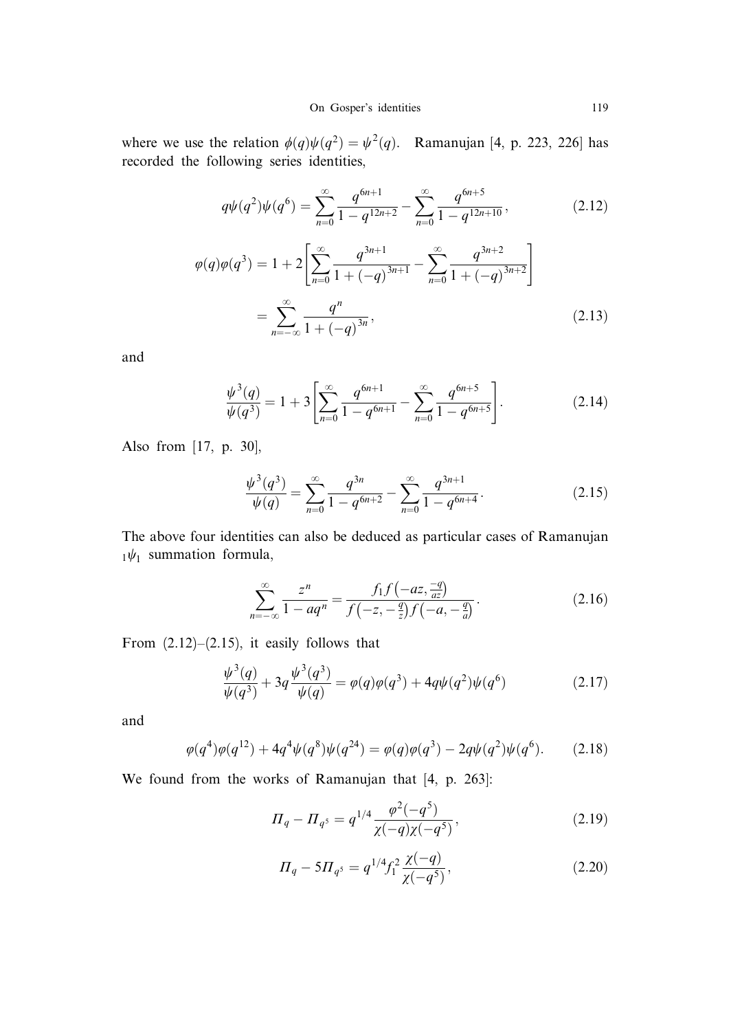where we use the relation $\phi(q)\psi(q^2) = \psi^2(q)$. Ramanujan [4, p. 223, 226] has recorded the following series identities,

$$q\psi(q^2)\psi(q^6) = \sum_{n=0}^{\infty} \frac{q^{6n+1}}{1 - q^{12n+2}} - \sum_{n=0}^{\infty} \frac{q^{6n+5}}{1 - q^{12n+10}}, \tag{2.12}$$

$$\begin{aligned} \varphi(q)\varphi(q^3) &= 1 + 2\left[\sum_{n=0}^{\infty} \frac{q^{3n+1}}{1 + (-q)^{3n+1}} - \sum_{n=0}^{\infty} \frac{q^{3n+2}}{1 + (-q)^{3n+2}}\right] \\ &= \sum_{n=-\infty}^{\infty} \frac{q^n}{1 + (-q)^{3n}}, \end{aligned} \tag{2.13}$$

and

$$\frac{\psi^3(q)}{\psi(q^3)} = 1 + 3\left[\sum_{n=0}^{\infty} \frac{q^{6n+1}}{1 - q^{6n+1}} - \sum_{n=0}^{\infty} \frac{q^{6n+5}}{1 - q^{6n+5}}\right]. \tag{2.14}$$

Also from [17, p. 30],

$$\frac{\psi^3(q^3)}{\psi(q)} = \sum_{n=0}^{\infty} \frac{q^{3n}}{1 - q^{6n+2}} - \sum_{n=0}^{\infty} \frac{q^{3n+1}}{1 - q^{6n+4}}. \tag{2.15}$$

The above four identities can also be deduced as particular cases of Ramanujan ${}_1\psi_1$ summation formula,

$$\sum_{n=-\infty}^{\infty} \frac{z^n}{1 - aq^n} = \frac{f_1 f\left(-az, \frac{-q}{az}\right)}{f\left(-z, -\frac{q}{z}\right) f\left(-a, -\frac{q}{a}\right)}. \tag{2.16}$$

From (2.12)–(2.15), it easily follows that

$$\frac{\psi^3(q)}{\psi(q^3)} + 3q\frac{\psi^3(q^3)}{\psi(q)} = \varphi(q)\varphi(q^3) + 4q\psi(q^2)\psi(q^6) \tag{2.17}$$

and

$$\varphi(q^4)\varphi(q^{12}) + 4q^4\psi(q^8)\psi(q^{24}) = \varphi(q)\varphi(q^3) - 2q\psi(q^2)\psi(q^6). \tag{2.18}$$

We found from the works of Ramanujan that [4, p. 263]:

$$\Pi_q - \Pi_{q^5} = q^{1/4}\frac{\varphi^2(-q^5)}{\chi(-q)\chi(-q^5)}, \tag{2.19}$$

$$\Pi_q - 5\Pi_{q^5} = q^{1/4} f_1^2 \frac{\chi(-q)}{\chi(-q^5)}, \tag{2.20}$$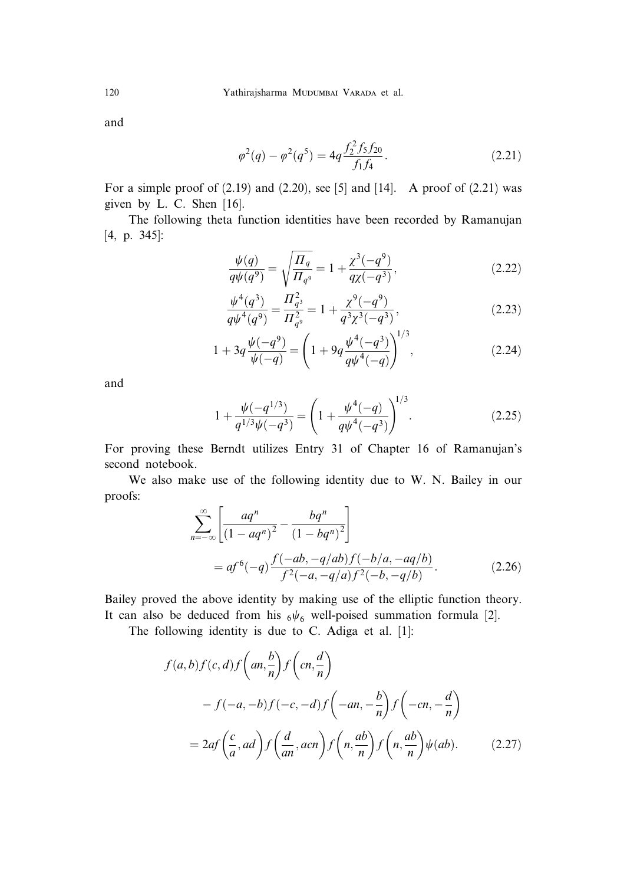and

$$\varphi^2(q) - \varphi^2(q^5) = 4q\frac{f_2^2 f_5 f_{20}}{f_1 f_4}. \tag{2.21}$$

For a simple proof of (2.19) and (2.20), see [5] and [14]. A proof of (2.21) was given by L. C. Shen [16].

The following theta function identities have been recorded by Ramanujan [4, p. 345]:

$$\frac{\psi(q)}{q\psi(q^9)} = \sqrt{\frac{\Pi_q}{\Pi_{q^9}}} = 1 + \frac{\chi^3(-q^9)}{q\chi(-q^3)}, \tag{2.22}$$

$$\frac{\psi^4(q^3)}{q\psi^4(q^9)} = \frac{\Pi_{q^3}^2}{\Pi_{q^9}^2} = 1 + \frac{\chi^9(-q^9)}{q^3\chi^3(-q^3)}, \tag{2.23}$$

$$1 + 3q\frac{\psi(-q^9)}{\psi(-q)} = \left(1 + 9q\frac{\psi^4(-q^3)}{q\psi^4(-q)}\right)^{1/3}, \tag{2.24}$$

and

$$1 + \frac{\psi(-q^{1/3})}{q^{1/3}\psi(-q^3)} = \left(1 + \frac{\psi^4(-q)}{q\psi^4(-q^3)}\right)^{1/3}. \tag{2.25}$$

For proving these Berndt utilizes Entry 31 of Chapter 16 of Ramanujan's second notebook.

We also make use of the following identity due to W. N. Bailey in our proofs:

$$\sum_{n=-\infty}^{\infty}\left[\frac{aq^n}{(1-aq^n)^2} - \frac{bq^n}{(1-bq^n)^2}\right]$$
$$= af^6(-q)\frac{f(-ab,-q/ab)f(-b/a,-aq/b)}{f^2(-a,-q/a)f^2(-b,-q/b)}. \tag{2.26}$$

Bailey proved the above identity by making use of the elliptic function theory. It can also be deduced from his ${}_6\psi_6$ well-poised summation formula [2].

The following identity is due to C. Adiga et al. [1]:

$$f(a,b)f(c,d)f\left(an,\frac{b}{n}\right)f\left(cn,\frac{d}{n}\right)$$
$$- f(-a,-b)f(-c,-d)f\left(-an,-\frac{b}{n}\right)f\left(-cn,-\frac{d}{n}\right)$$
$$= 2af\left(\frac{c}{a},ad\right)f\left(\frac{d}{an},acn\right)f\left(n,\frac{ab}{n}\right)f\left(n,\frac{ab}{n}\right)\psi(ab). \tag{2.27}$$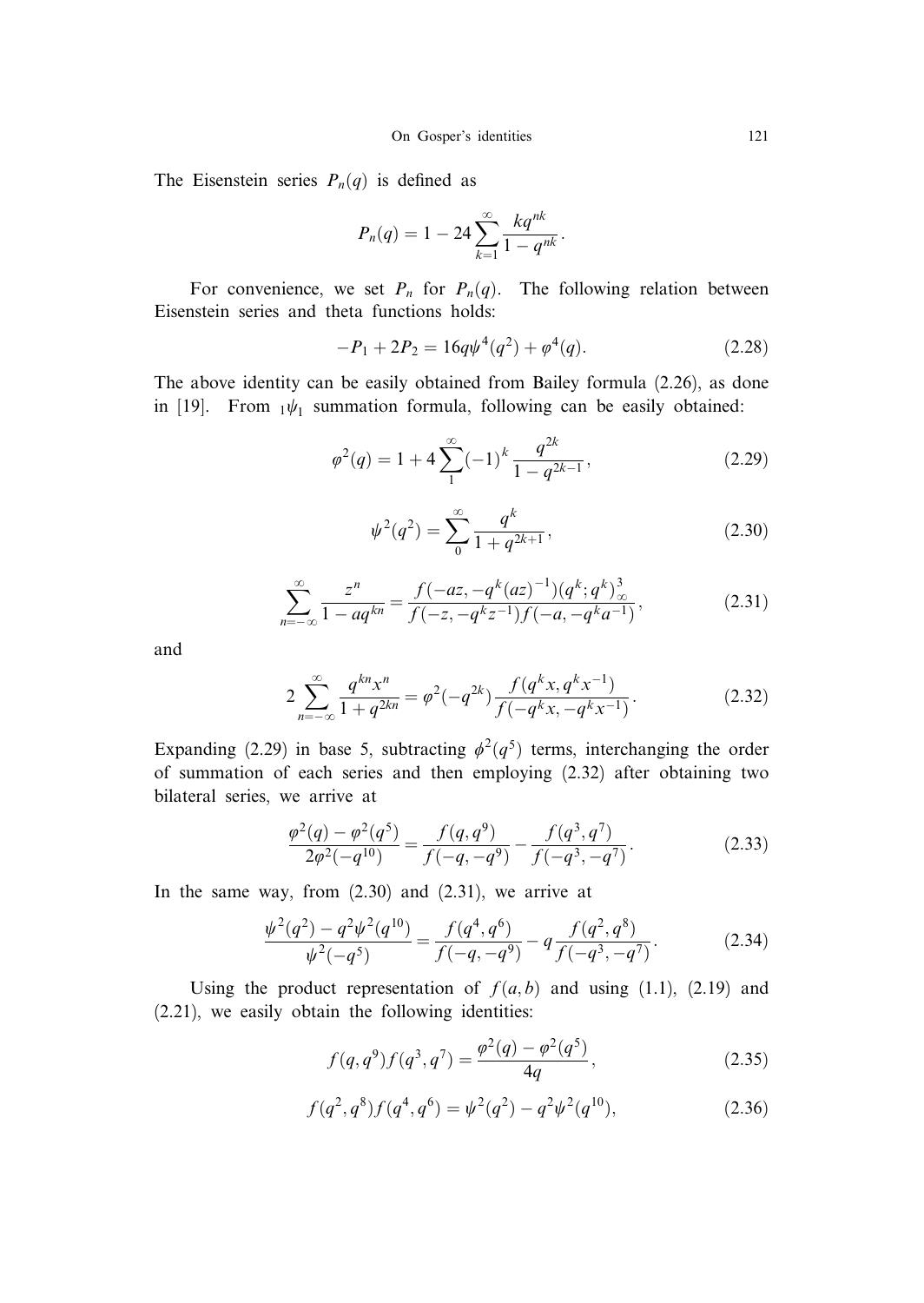The Eisenstein series $P_n(q)$ is defined as

$$P_n(q) = 1 - 24\sum_{k=1}^{\infty} \frac{kq^{nk}}{1-q^{nk}}.$$

For convenience, we set $P_n$ for $P_n(q)$. The following relation between Eisenstein series and theta functions holds:

$$-P_1 + 2P_2 = 16q\psi^4(q^2) + \varphi^4(q). \tag{2.28}$$

The above identity can be easily obtained from Bailey formula (2.26), as done in [19]. From ${}_1\psi_1$ summation formula, following can be easily obtained:

$$\varphi^2(q) = 1 + 4\sum_{1}^{\infty}(-1)^k \frac{q^{2k}}{1-q^{2k-1}}, \tag{2.29}$$

$$\psi^2(q^2) = \sum_{0}^{\infty} \frac{q^k}{1+q^{2k+1}}, \tag{2.30}$$

$$\sum_{n=-\infty}^{\infty} \frac{z^n}{1-aq^{kn}} = \frac{f(-az, -q^k(az)^{-1})(q^k;q^k)_\infty^3}{f(-z, -q^k z^{-1})f(-a, -q^k a^{-1})}, \tag{2.31}$$

and

$$2\sum_{n=-\infty}^{\infty} \frac{q^{kn}x^n}{1+q^{2kn}} = \varphi^2(-q^{2k})\frac{f(q^k x, q^k x^{-1})}{f(-q^k x, -q^k x^{-1})}. \tag{2.32}$$

Expanding (2.29) in base 5, subtracting $\phi^2(q^5)$ terms, interchanging the order of summation of each series and then employing (2.32) after obtaining two bilateral series, we arrive at

$$\frac{\varphi^2(q) - \varphi^2(q^5)}{2\varphi^2(-q^{10})} = \frac{f(q, q^9)}{f(-q, -q^9)} - \frac{f(q^3, q^7)}{f(-q^3, -q^7)}. \tag{2.33}$$

In the same way, from (2.30) and (2.31), we arrive at

$$\frac{\psi^2(q^2) - q^2\psi^2(q^{10})}{\psi^2(-q^5)} = \frac{f(q^4, q^6)}{f(-q, -q^9)} - q\frac{f(q^2, q^8)}{f(-q^3, -q^7)}. \tag{2.34}$$

Using the product representation of $f(a, b)$ and using (1.1), (2.19) and (2.21), we easily obtain the following identities:

$$f(q, q^9)f(q^3, q^7) = \frac{\varphi^2(q) - \varphi^2(q^5)}{4q}, \tag{2.35}$$

$$f(q^2, q^8)f(q^4, q^6) = \psi^2(q^2) - q^2\psi^2(q^{10}), \tag{2.36}$$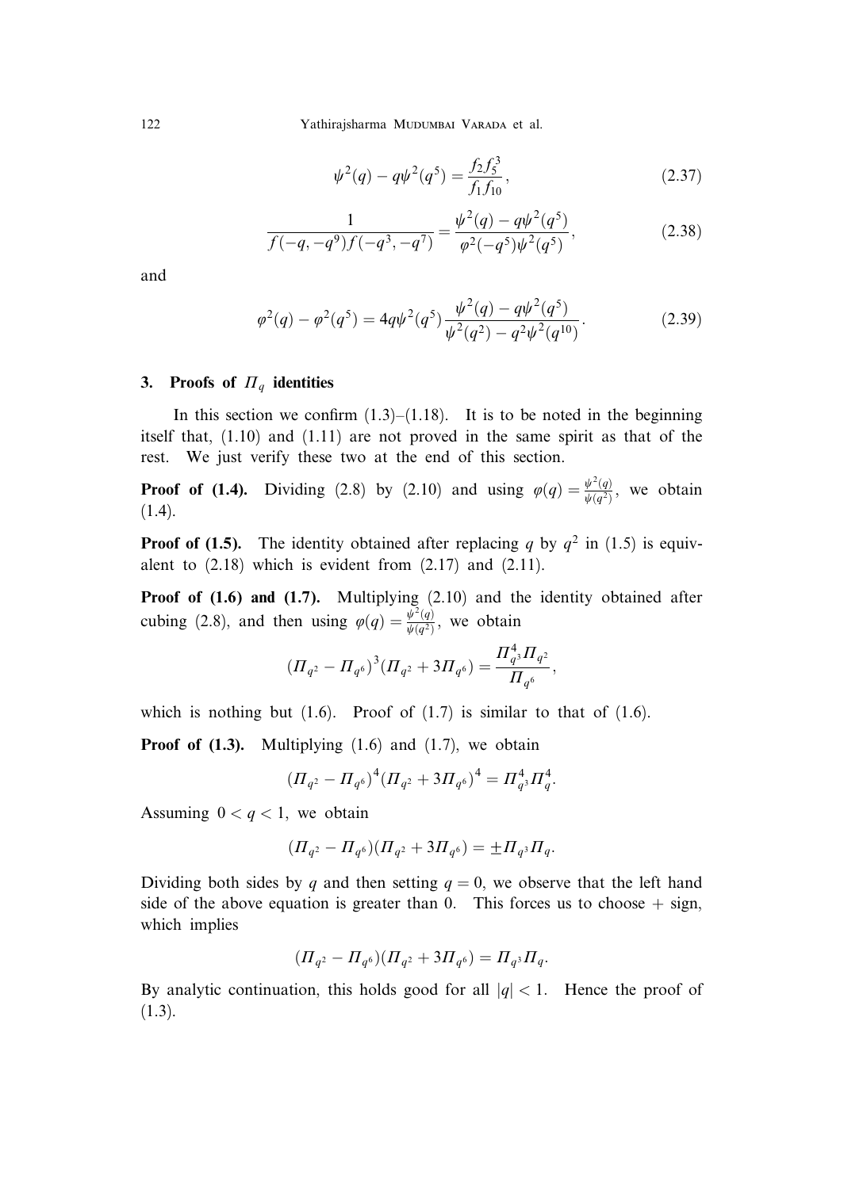$$\psi^2(q) - q\psi^2(q^5) = \frac{f_2 f_5^3}{f_1 f_{10}}, \tag{2.37}$$

$$\frac{1}{f(-q,-q^9)f(-q^3,-q^7)} = \frac{\psi^2(q) - q\psi^2(q^5)}{\varphi^2(-q^5)\psi^2(q^5)}, \tag{2.38}$$

and

$$\varphi^2(q) - \varphi^2(q^5) = 4q\psi^2(q^5)\frac{\psi^2(q) - q\psi^2(q^5)}{\psi^2(q^2) - q^2\psi^2(q^{10})}. \tag{2.39}$$

## 3. Proofs of $\Pi_q$ identities

In this section we confirm (1.3)–(1.18). It is to be noted in the beginning itself that, (1.10) and (1.11) are not proved in the same spirit as that of the rest. We just verify these two at the end of this section.

**Proof of (1.4).** Dividing (2.8) by (2.10) and using $\varphi(q) = \frac{\psi^2(q)}{\psi(q^2)}$, we obtain (1.4).

**Proof of (1.5).** The identity obtained after replacing $q$ by $q^2$ in (1.5) is equivalent to (2.18) which is evident from (2.17) and (2.11).

**Proof of (1.6) and (1.7).** Multiplying (2.10) and the identity obtained after cubing (2.8), and then using $\varphi(q) = \frac{\psi^2(q)}{\psi(q^2)}$, we obtain

$$(\Pi_{q^2} - \Pi_{q^6})^3(\Pi_{q^2} + 3\Pi_{q^6}) = \frac{\Pi_{q^3}^4 \Pi_{q^2}}{\Pi_{q^6}},$$

which is nothing but (1.6). Proof of (1.7) is similar to that of (1.6).

**Proof of (1.3).** Multiplying (1.6) and (1.7), we obtain

$$(\Pi_{q^2} - \Pi_{q^6})^4(\Pi_{q^2} + 3\Pi_{q^6})^4 = \Pi_{q^3}^4 \Pi_q^4.$$

Assuming $0 < q < 1$, we obtain

$$(\Pi_{q^2} - \Pi_{q^6})(\Pi_{q^2} + 3\Pi_{q^6}) = \pm \Pi_{q^3}\Pi_q.$$

Dividing both sides by $q$ and then setting $q = 0$, we observe that the left hand side of the above equation is greater than 0. This forces us to choose $+$ sign, which implies

$$(\Pi_{q^2} - \Pi_{q^6})(\Pi_{q^2} + 3\Pi_{q^6}) = \Pi_{q^3}\Pi_q.$$

By analytic continuation, this holds good for all $|q| < 1$. Hence the proof of (1.3).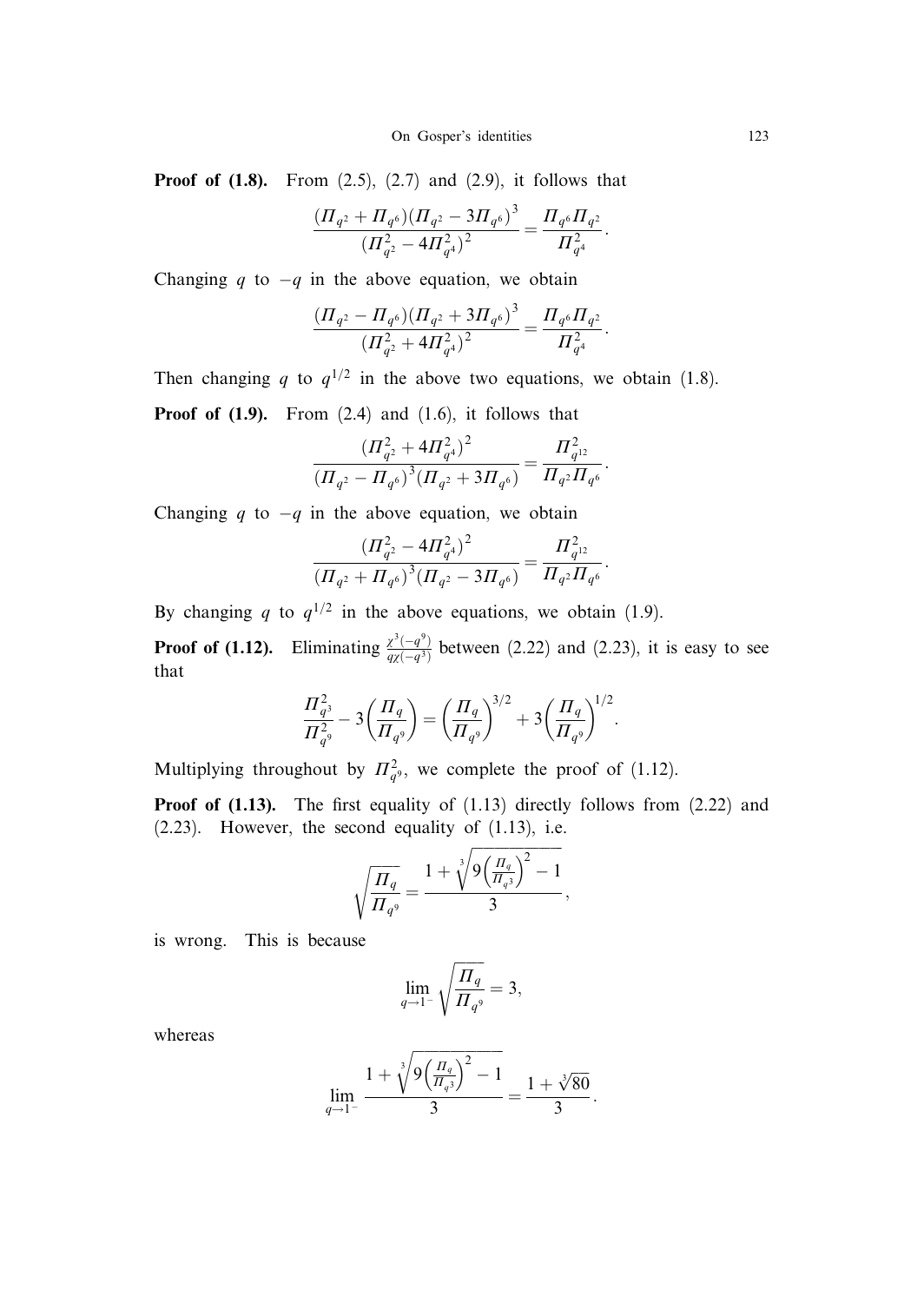**Proof of (1.8).** From (2.5), (2.7) and (2.9), it follows that

$$\frac{(\Pi_{q^2} + \Pi_{q^6})(\Pi_{q^2} - 3\Pi_{q^6})^3}{(\Pi_{q^2}^2 - 4\Pi_{q^4}^2)^2} = \frac{\Pi_{q^6}\Pi_{q^2}}{\Pi_{q^4}^2}.$$

Changing $q$ to $-q$ in the above equation, we obtain

$$\frac{(\Pi_{q^2} - \Pi_{q^6})(\Pi_{q^2} + 3\Pi_{q^6})^3}{(\Pi_{q^2}^2 + 4\Pi_{q^4}^2)^2} = \frac{\Pi_{q^6}\Pi_{q^2}}{\Pi_{q^4}^2}.$$

Then changing $q$ to $q^{1/2}$ in the above two equations, we obtain (1.8).

**Proof of (1.9).** From (2.4) and (1.6), it follows that

$$\frac{(\Pi_{q^2}^2 + 4\Pi_{q^4}^2)^2}{(\Pi_{q^2} - \Pi_{q^6})^3(\Pi_{q^2} + 3\Pi_{q^6})} = \frac{\Pi_{q^{12}}^2}{\Pi_{q^2}\Pi_{q^6}}.$$

Changing $q$ to $-q$ in the above equation, we obtain

$$\frac{(\Pi_{q^2}^2 - 4\Pi_{q^4}^2)^2}{(\Pi_{q^2} + \Pi_{q^6})^3(\Pi_{q^2} - 3\Pi_{q^6})} = \frac{\Pi_{q^{12}}^2}{\Pi_{q^2}\Pi_{q^6}}.$$

By changing $q$ to $q^{1/2}$ in the above equations, we obtain (1.9).

**Proof of (1.12).** Eliminating $\frac{\chi^3(-q^9)}{q\chi(-q^3)}$ between (2.22) and (2.23), it is easy to see that

$$\frac{\Pi_{q^3}^2}{\Pi_{q^9}^2} - 3\left(\frac{\Pi_q}{\Pi_{q^9}}\right) = \left(\frac{\Pi_q}{\Pi_{q^9}}\right)^{3/2} + 3\left(\frac{\Pi_q}{\Pi_{q^9}}\right)^{1/2}.$$

Multiplying throughout by $\Pi_{q^9}^2$, we complete the proof of (1.12).

**Proof of (1.13).** The first equality of (1.13) directly follows from (2.22) and (2.23). However, the second equality of (1.13), i.e.

$$\sqrt{\frac{\Pi_q}{\Pi_{q^9}}} = \frac{1 + \sqrt[3]{9\left(\frac{\Pi_q}{\Pi_{q^3}}\right)^2 - 1}}{3},$$

is wrong. This is because

$$\lim_{q \to 1^-} \sqrt{\frac{\Pi_q}{\Pi_{q^9}}} = 3,$$

whereas

$$\lim_{q \to 1^-} \frac{1 + \sqrt[3]{9\left(\frac{\Pi_q}{\Pi_{q^3}}\right)^2 - 1}}{3} = \frac{1 + \sqrt[3]{80}}{3}.$$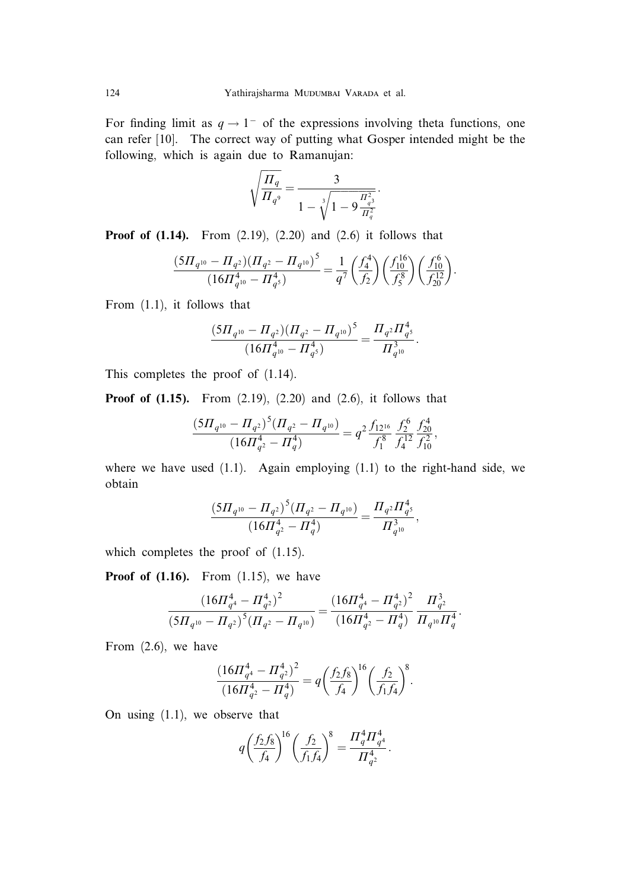For finding limit as $q \to 1^-$ of the expressions involving theta functions, one can refer [10]. The correct way of putting what Gosper intended might be the following, which is again due to Ramanujan:

$$\sqrt{\frac{\Pi_q}{\Pi_{q^9}}} = \frac{3}{1 - \sqrt[3]{1 - 9\frac{\Pi_{q^3}^2}{\Pi_q^2}}}.$$

**Proof of (1.14).** From (2.19), (2.20) and (2.6) it follows that

$$\frac{(5\Pi_{q^{10}} - \Pi_{q^2})(\Pi_{q^2} - \Pi_{q^{10}})^5}{(16\Pi_{q^{10}}^4 - \Pi_{q^5}^4)} = \frac{1}{q^7}\left(\frac{f_4^4}{f_2}\right)\left(\frac{f_{10}^{16}}{f_5^8}\right)\left(\frac{f_{10}^6}{f_{20}^{12}}\right).$$

From (1.1), it follows that

$$\frac{(5\Pi_{q^{10}} - \Pi_{q^2})(\Pi_{q^2} - \Pi_{q^{10}})^5}{(16\Pi_{q^{10}}^4 - \Pi_{q^5}^4)} = \frac{\Pi_{q^2}\Pi_{q^5}^4}{\Pi_{q^{10}}^3}.$$

This completes the proof of (1.14).

**Proof of (1.15).** From (2.19), (2.20) and (2.6), it follows that

$$\frac{(5\Pi_{q^{10}} - \Pi_{q^2})^5(\Pi_{q^2} - \Pi_{q^{10}})}{(16\Pi_{q^2}^4 - \Pi_q^4)} = q^2\frac{f_{12^{16}}}{f_1^8}\frac{f_2^6}{f_4^{12}}\frac{f_{20}^4}{f_{10}^2},$$

where we have used (1.1). Again employing (1.1) to the right-hand side, we obtain

$$\frac{(5\Pi_{q^{10}} - \Pi_{q^2})^5(\Pi_{q^2} - \Pi_{q^{10}})}{(16\Pi_{q^2}^4 - \Pi_q^4)} = \frac{\Pi_{q^2}\Pi_{q^5}^4}{\Pi_{q^{10}}^3},$$

which completes the proof of (1.15).

**Proof of (1.16).** From (1.15), we have

$$\frac{(16\Pi_{q^4}^4 - \Pi_{q^2}^4)^2}{(5\Pi_{q^{10}} - \Pi_{q^2})^5(\Pi_{q^2} - \Pi_{q^{10}})} = \frac{(16\Pi_{q^4}^4 - \Pi_{q^2}^4)^2}{(16\Pi_{q^2}^4 - \Pi_q^4)}\frac{\Pi_{q^2}^3}{\Pi_{q^{10}}\Pi_q^4}.$$

From (2.6), we have

$$\frac{(16\Pi_{q^4}^4 - \Pi_{q^2}^4)^2}{(16\Pi_{q^2}^4 - \Pi_q^4)} = q\left(\frac{f_2 f_8}{f_4}\right)^{16}\left(\frac{f_2}{f_1 f_4}\right)^8.$$

On using (1.1), we observe that

$$q\left(\frac{f_2 f_8}{f_4}\right)^{16}\left(\frac{f_2}{f_1 f_4}\right)^8 = \frac{\Pi_q^4\Pi_{q^4}^4}{\Pi_{q^2}^4}.$$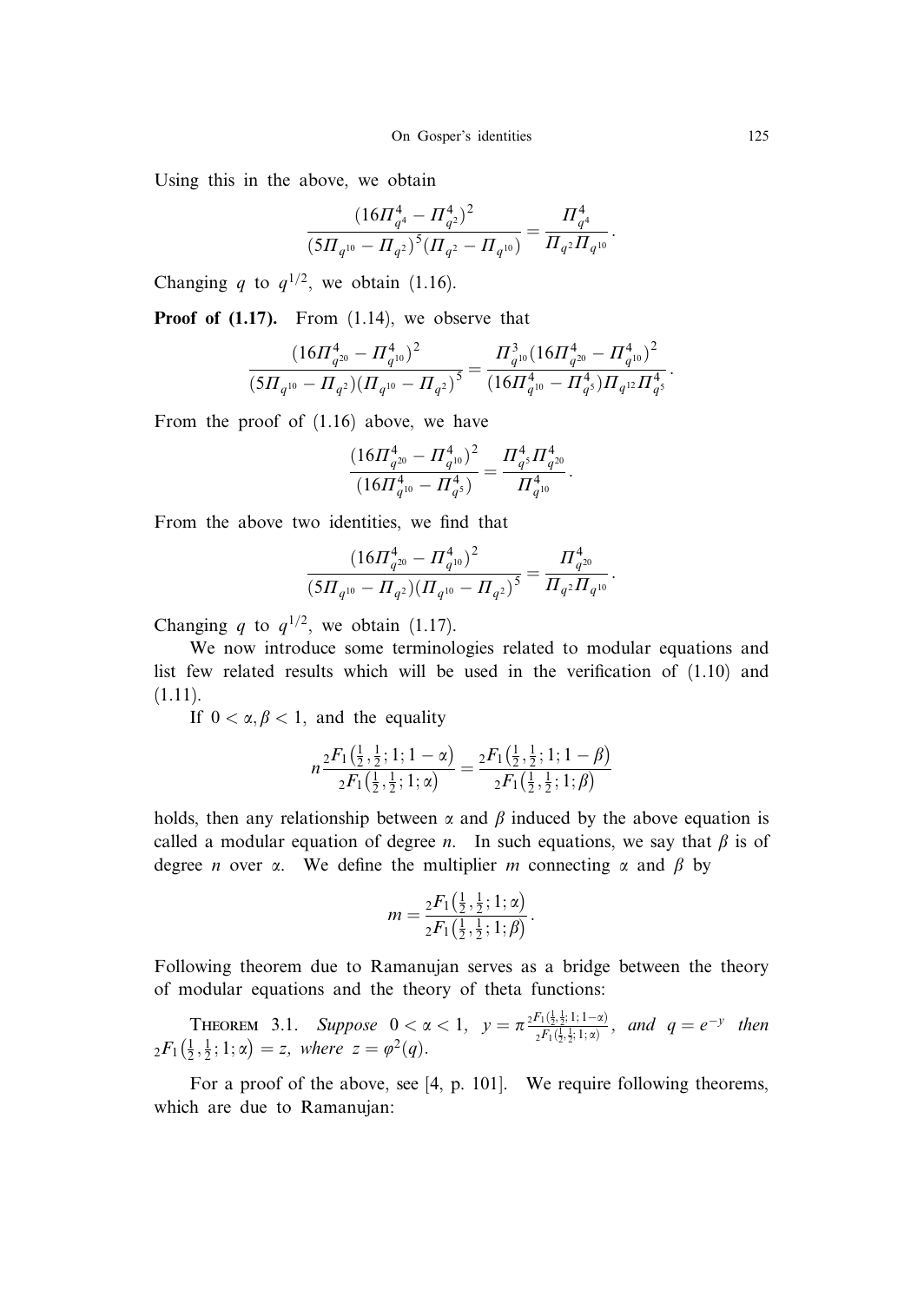Using this in the above, we obtain

$$\frac{(16\Pi_{q^4}^4 - \Pi_{q^2}^4)^2}{(5\Pi_{q^{10}} - \Pi_{q^2})^5(\Pi_{q^2} - \Pi_{q^{10}})} = \frac{\Pi_{q^4}^4}{\Pi_{q^2}\Pi_{q^{10}}}.$$

Changing $q$ to $q^{1/2}$, we obtain (1.16).

**Proof of (1.17).** From (1.14), we observe that

$$\frac{(16\Pi_{q^{20}}^4 - \Pi_{q^{10}}^4)^2}{(5\Pi_{q^{10}} - \Pi_{q^2})(\Pi_{q^{10}} - \Pi_{q^2})^5} = \frac{\Pi_{q^{10}}^3(16\Pi_{q^{20}}^4 - \Pi_{q^{10}}^4)^2}{(16\Pi_{q^{10}}^4 - \Pi_{q^5}^4)\Pi_{q^{12}}\Pi_{q^5}^4}.$$

From the proof of (1.16) above, we have

$$\frac{(16\Pi_{q^{20}}^4 - \Pi_{q^{10}}^4)^2}{(16\Pi_{q^{10}}^4 - \Pi_{q^5}^4)} = \frac{\Pi_{q^5}^4\Pi_{q^{20}}^4}{\Pi_{q^{10}}^4}.$$

From the above two identities, we find that

$$\frac{(16\Pi_{q^{20}}^4 - \Pi_{q^{10}}^4)^2}{(5\Pi_{q^{10}} - \Pi_{q^2})(\Pi_{q^{10}} - \Pi_{q^2})^5} = \frac{\Pi_{q^{20}}^4}{\Pi_{q^2}\Pi_{q^{10}}}.$$

Changing $q$ to $q^{1/2}$, we obtain (1.17).

We now introduce some terminologies related to modular equations and list few related results which will be used in the verification of (1.10) and (1.11).

If $0 < \alpha, \beta < 1$, and the equality

$$n\frac{{}_2F_1\left(\frac{1}{2}, \frac{1}{2}; 1; 1-\alpha\right)}{{}_2F_1\left(\frac{1}{2}, \frac{1}{2}; 1; \alpha\right)} = \frac{{}_2F_1\left(\frac{1}{2}, \frac{1}{2}; 1; 1-\beta\right)}{{}_2F_1\left(\frac{1}{2}, \frac{1}{2}; 1; \beta\right)}$$

holds, then any relationship between $\alpha$ and $\beta$ induced by the above equation is called a modular equation of degree $n$. In such equations, we say that $\beta$ is of degree $n$ over $\alpha$. We define the multiplier $m$ connecting $\alpha$ and $\beta$ by

$$m = \frac{{}_2F_1\left(\frac{1}{2}, \frac{1}{2}; 1; \alpha\right)}{{}_2F_1\left(\frac{1}{2}, \frac{1}{2}; 1; \beta\right)}.$$

Following theorem due to Ramanujan serves as a bridge between the theory of modular equations and the theory of theta functions:

Theorem 3.1. *Suppose* $0 < \alpha < 1$, $y = \pi\frac{{}_2F_1\left(\frac{1}{2}, \frac{1}{2}; 1; 1-\alpha\right)}{{}_2F_1\left(\frac{1}{2}, \frac{1}{2}; 1; \alpha\right)}$, *and* $q = e^{-y}$ *then* ${}_2F_1\left(\frac{1}{2}, \frac{1}{2}; 1; \alpha\right) = z$, *where* $z = \varphi^2(q)$.

For a proof of the above, see [4, p. 101]. We require following theorems, which are due to Ramanujan: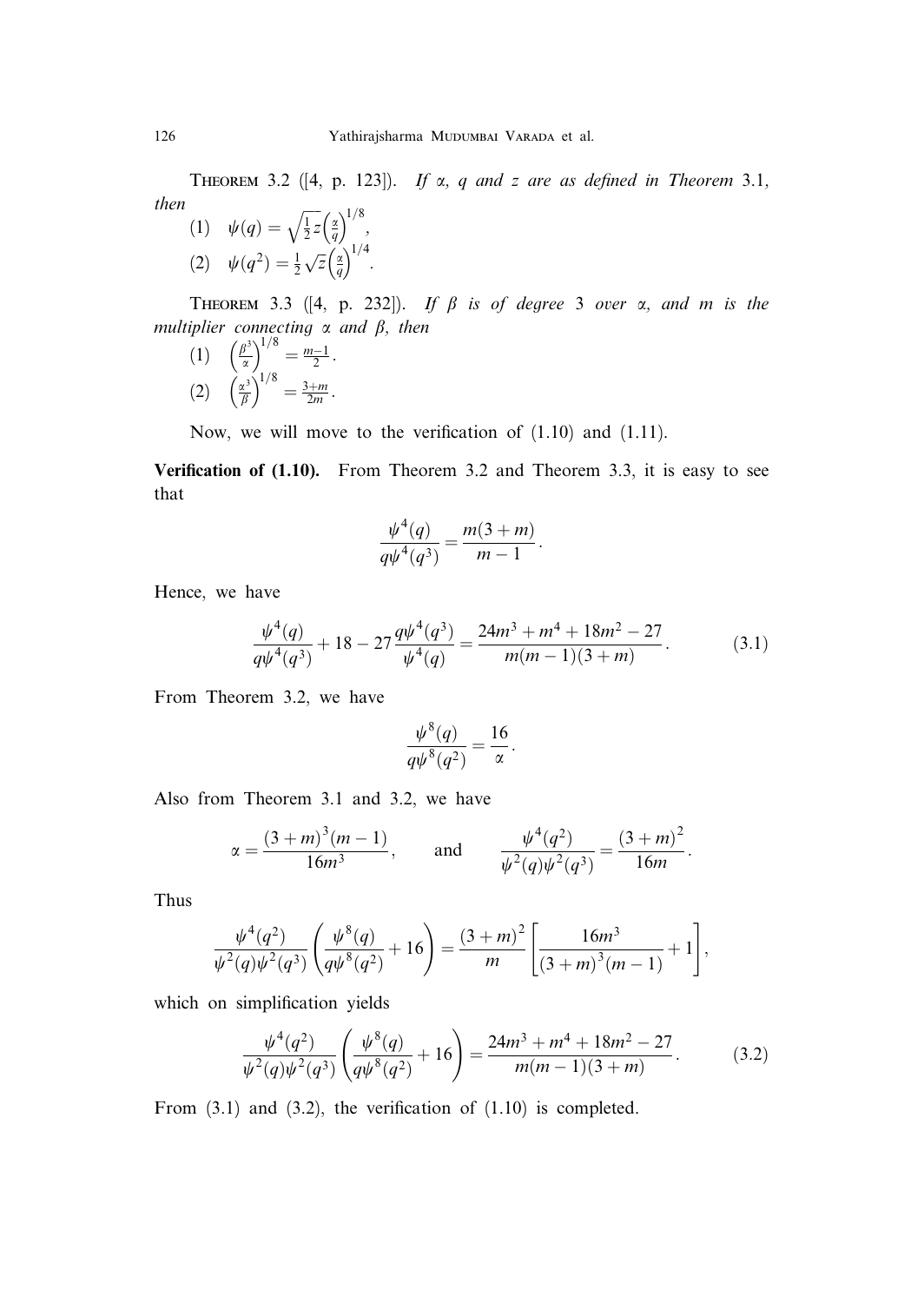Theorem 3.2 ([4, p. 123]). *If $\alpha$, $q$ and $z$ are as defined in Theorem 3.1, then*

(1) $\psi(q) = \sqrt{\frac{1}{2}z}\left(\frac{\alpha}{q}\right)^{1/8}$,

(2) $\psi(q^2) = \frac{1}{2}\sqrt{z}\left(\frac{\alpha}{q}\right)^{1/4}$.

Theorem 3.3 ([4, p. 232]). *If $\beta$ is of degree 3 over $\alpha$, and $m$ is the multiplier connecting $\alpha$ and $\beta$, then*

(1) $\left(\frac{\beta^3}{\alpha}\right)^{1/8} = \frac{m-1}{2}$.

(2) $\left(\frac{\alpha^3}{\beta}\right)^{1/8} = \frac{3+m}{2m}$.

Now, we will move to the verification of (1.10) and (1.11).

**Verification of (1.10).** From Theorem 3.2 and Theorem 3.3, it is easy to see that

$$\frac{\psi^4(q)}{q\psi^4(q^3)} = \frac{m(3+m)}{m-1}.$$

Hence, we have

$$\frac{\psi^4(q)}{q\psi^4(q^3)} + 18 - 27\frac{q\psi^4(q^3)}{\psi^4(q)} = \frac{24m^3 + m^4 + 18m^2 - 27}{m(m-1)(3+m)}. \tag{3.1}$$

From Theorem 3.2, we have

$$\frac{\psi^8(q)}{q\psi^8(q^2)} = \frac{16}{\alpha}.$$

Also from Theorem 3.1 and 3.2, we have

$$\alpha = \frac{(3+m)^3(m-1)}{16m^3}, \qquad \text{and} \qquad \frac{\psi^4(q^2)}{\psi^2(q)\psi^2(q^3)} = \frac{(3+m)^2}{16m}.$$

Thus

$$\frac{\psi^4(q^2)}{\psi^2(q)\psi^2(q^3)}\left(\frac{\psi^8(q)}{q\psi^8(q^2)} + 16\right) = \frac{(3+m)^2}{m}\left[\frac{16m^3}{(3+m)^3(m-1)} + 1\right],$$

which on simplification yields

$$\frac{\psi^4(q^2)}{\psi^2(q)\psi^2(q^3)}\left(\frac{\psi^8(q)}{q\psi^8(q^2)} + 16\right) = \frac{24m^3 + m^4 + 18m^2 - 27}{m(m-1)(3+m)}. \tag{3.2}$$

From (3.1) and (3.2), the verification of (1.10) is completed.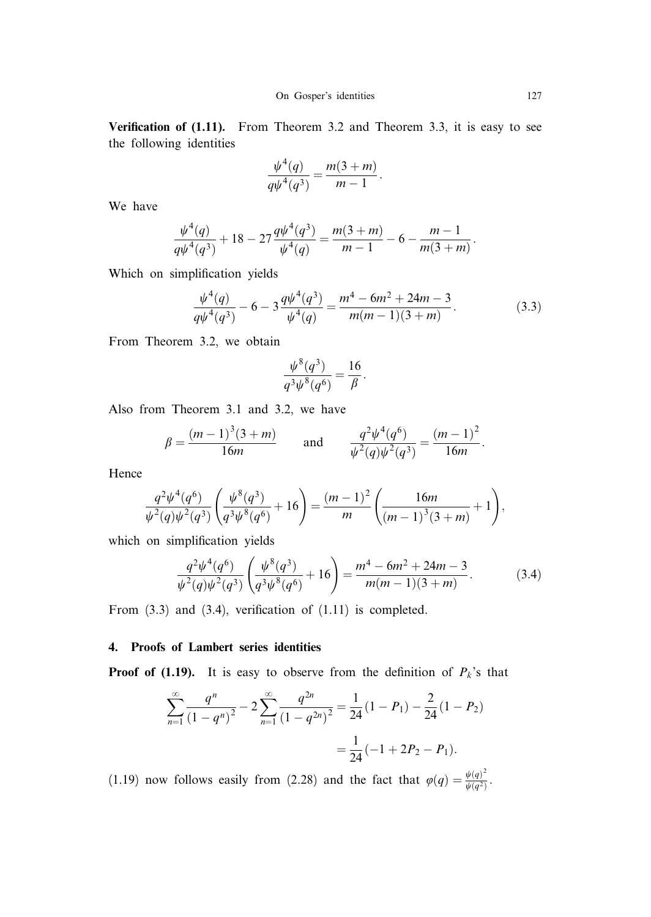**Verification of (1.11).** From Theorem 3.2 and Theorem 3.3, it is easy to see the following identities

$$\frac{\psi^4(q)}{q\psi^4(q^3)} = \frac{m(3+m)}{m-1}.$$

We have

$$\frac{\psi^4(q)}{q\psi^4(q^3)} + 18 - 27\frac{q\psi^4(q^3)}{\psi^4(q)} = \frac{m(3+m)}{m-1} - 6 - \frac{m-1}{m(3+m)}.$$

Which on simplification yields

$$\frac{\psi^4(q)}{q\psi^4(q^3)} - 6 - 3\frac{q\psi^4(q^3)}{\psi^4(q)} = \frac{m^4 - 6m^2 + 24m - 3}{m(m-1)(3+m)}. \tag{3.3}$$

From Theorem 3.2, we obtain

$$\frac{\psi^8(q^3)}{q^3\psi^8(q^6)} = \frac{16}{\beta}.$$

Also from Theorem 3.1 and 3.2, we have

$$\beta = \frac{(m-1)^3(3+m)}{16m} \qquad \text{and} \qquad \frac{q^2\psi^4(q^6)}{\psi^2(q)\psi^2(q^3)} = \frac{(m-1)^2}{16m}.$$

Hence

$$\frac{q^2\psi^4(q^6)}{\psi^2(q)\psi^2(q^3)}\left(\frac{\psi^8(q^3)}{q^3\psi^8(q^6)} + 16\right) = \frac{(m-1)^2}{m}\left(\frac{16m}{(m-1)^3(3+m)} + 1\right),$$

which on simplification yields

$$\frac{q^2\psi^4(q^6)}{\psi^2(q)\psi^2(q^3)}\left(\frac{\psi^8(q^3)}{q^3\psi^8(q^6)} + 16\right) = \frac{m^4 - 6m^2 + 24m - 3}{m(m-1)(3+m)}. \tag{3.4}$$

From (3.3) and (3.4), verification of (1.11) is completed.

## 4. Proofs of Lambert series identities

**Proof of (1.19).** It is easy to observe from the definition of $P_k$'s that

$$\sum_{n=1}^{\infty}\frac{q^n}{(1-q^n)^2} - 2\sum_{n=1}^{\infty}\frac{q^{2n}}{(1-q^{2n})^2} = \frac{1}{24}(1-P_1) - \frac{2}{24}(1-P_2)$$
$$= \frac{1}{24}(-1 + 2P_2 - P_1).$$

(1.19) now follows easily from (2.28) and the fact that $\varphi(q) = \frac{\psi(q)^2}{\psi(q^2)}$.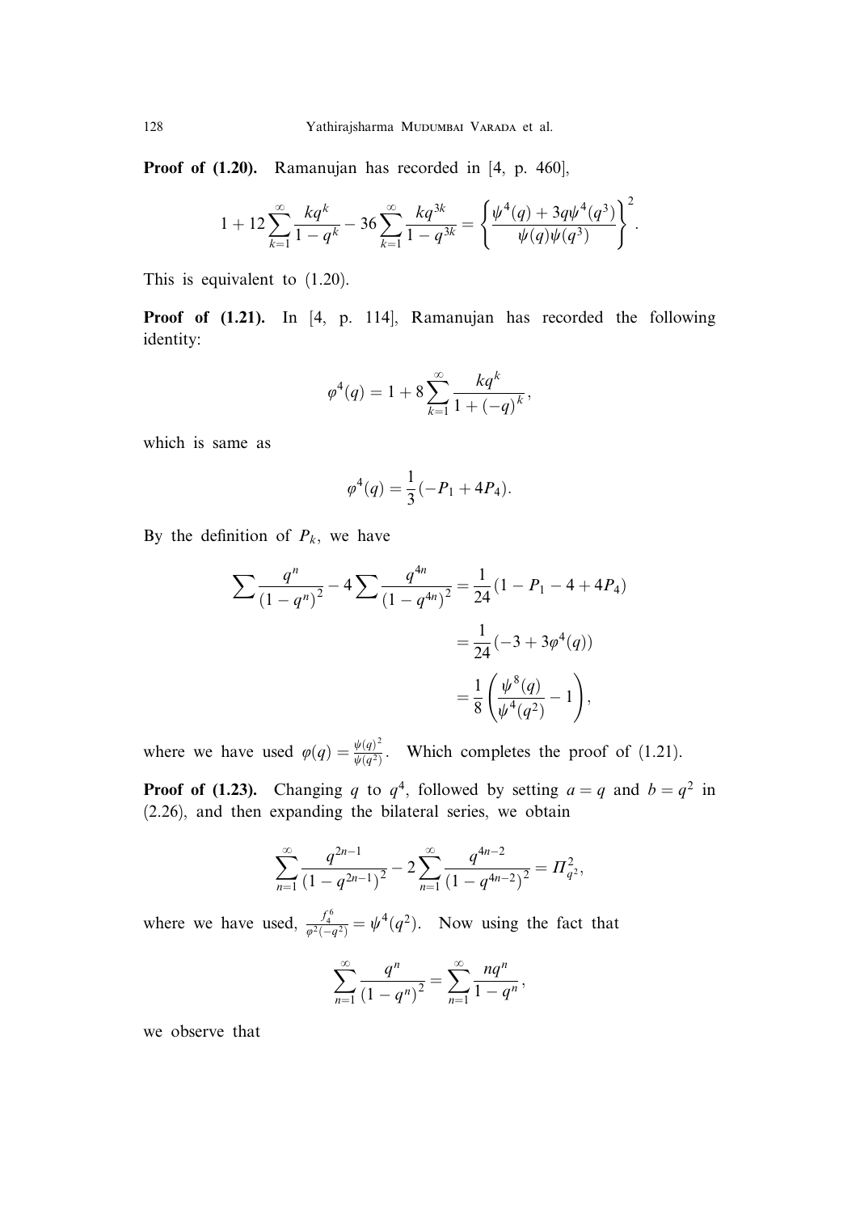**Proof of (1.20).** Ramanujan has recorded in [4, p. 460],

$$1+12\sum_{k=1}^{\infty}\frac{kq^k}{1-q^k}-36\sum_{k=1}^{\infty}\frac{kq^{3k}}{1-q^{3k}}=\left\{\frac{\psi^4(q)+3q\psi^4(q^3)}{\psi(q)\psi(q^3)}\right\}^2.$$

This is equivalent to (1.20).

**Proof of (1.21).** In [4, p. 114], Ramanujan has recorded the following identity:

$$\varphi^4(q)=1+8\sum_{k=1}^{\infty}\frac{kq^k}{1+(-q)^k},$$

which is same as

$$\varphi^4(q)=\frac{1}{3}(-P_1+4P_4).$$

By the definition of $P_k$, we have

$$\begin{aligned}\sum\frac{q^n}{(1-q^n)^2}-4\sum\frac{q^{4n}}{(1-q^{4n})^2}&=\frac{1}{24}(1-P_1-4+4P_4)\\&=\frac{1}{24}(-3+3\varphi^4(q))\\&=\frac{1}{8}\left(\frac{\psi^8(q)}{\psi^4(q^2)}-1\right),\end{aligned}$$

where we have used $\varphi(q)=\frac{\psi(q)^2}{\psi(q^2)}$. Which completes the proof of (1.21).

**Proof of (1.23).** Changing $q$ to $q^4$, followed by setting $a=q$ and $b=q^2$ in (2.26), and then expanding the bilateral series, we obtain

$$\sum_{n=1}^{\infty}\frac{q^{2n-1}}{(1-q^{2n-1})^2}-2\sum_{n=1}^{\infty}\frac{q^{4n-2}}{(1-q^{4n-2})^2}=\Pi_{q^2}^2,$$

where we have used, $\frac{f_4^6}{\varphi^2(-q^2)}=\psi^4(q^2)$. Now using the fact that

$$\sum_{n=1}^{\infty}\frac{q^n}{(1-q^n)^2}=\sum_{n=1}^{\infty}\frac{nq^n}{1-q^n},$$

we observe that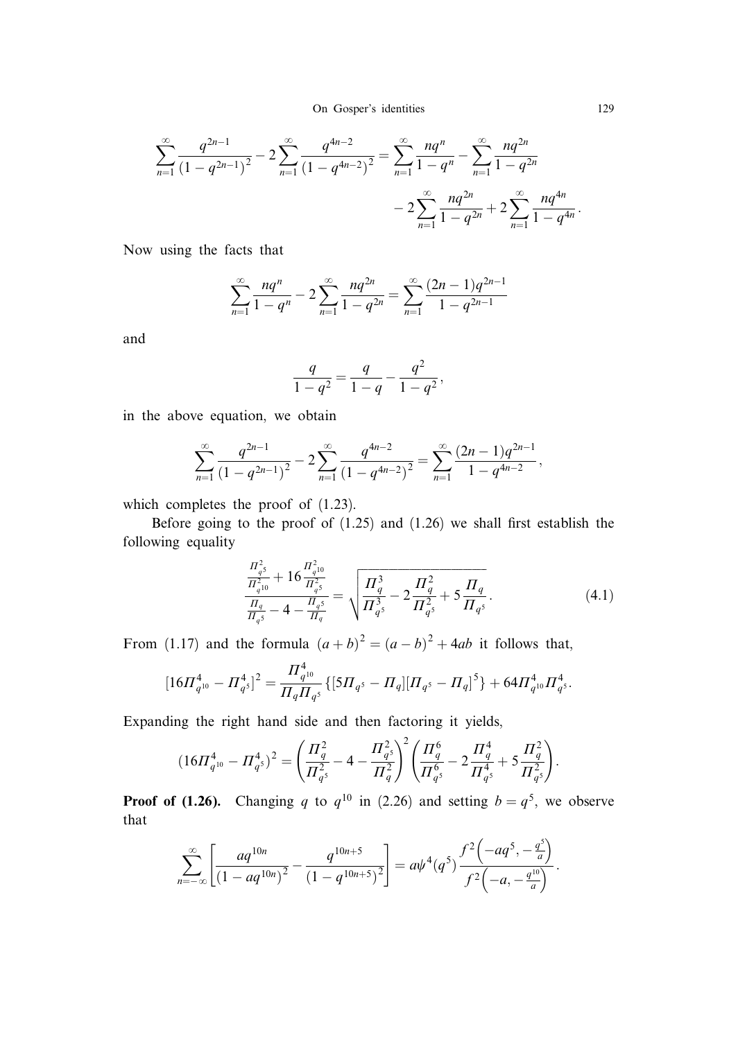$$\sum_{n=1}^{\infty} \frac{q^{2n-1}}{(1-q^{2n-1})^2} - 2\sum_{n=1}^{\infty} \frac{q^{4n-2}}{(1-q^{4n-2})^2} = \sum_{n=1}^{\infty} \frac{nq^n}{1-q^n} - \sum_{n=1}^{\infty} \frac{nq^{2n}}{1-q^{2n}} - 2\sum_{n=1}^{\infty} \frac{nq^{2n}}{1-q^{2n}} + 2\sum_{n=1}^{\infty} \frac{nq^{4n}}{1-q^{4n}}.$$

Now using the facts that

$$\sum_{n=1}^{\infty} \frac{nq^n}{1-q^n} - 2\sum_{n=1}^{\infty} \frac{nq^{2n}}{1-q^{2n}} = \sum_{n=1}^{\infty} \frac{(2n-1)q^{2n-1}}{1-q^{2n-1}}$$

and

$$\frac{q}{1-q^2} = \frac{q}{1-q} - \frac{q^2}{1-q^2},$$

in the above equation, we obtain

$$\sum_{n=1}^{\infty} \frac{q^{2n-1}}{(1-q^{2n-1})^2} - 2\sum_{n=1}^{\infty} \frac{q^{4n-2}}{(1-q^{4n-2})^2} = \sum_{n=1}^{\infty} \frac{(2n-1)q^{2n-1}}{1-q^{4n-2}},$$

which completes the proof of (1.23).

Before going to the proof of (1.25) and (1.26) we shall first establish the following equality

$$\frac{\frac{\Pi_{q^5}^2}{\Pi_{q^{10}}^2} + 16\frac{\Pi_{q^{10}}^2}{\Pi_{q^5}^2}}{\frac{\Pi_q}{\Pi_{q^5}} - 4 - \frac{\Pi_{q^5}}{\Pi_q}} = \sqrt{\frac{\Pi_q^3}{\Pi_{q^5}^3} - 2\frac{\Pi_q^2}{\Pi_{q^5}^2} + 5\frac{\Pi_q}{\Pi_{q^5}}}. \tag{4.1}$$

From (1.17) and the formula $(a+b)^2 = (a-b)^2 + 4ab$ it follows that,

$$[16\Pi_{q^{10}}^4 - \Pi_{q^5}^4]^2 = \frac{\Pi_{q^{10}}^4}{\Pi_q \Pi_{q^5}} \{[5\Pi_{q^5} - \Pi_q][\Pi_{q^5} - \Pi_q]^5\} + 64\Pi_{q^{10}}^4 \Pi_{q^5}^4.$$

Expanding the right hand side and then factoring it yields,

$$(16\Pi_{q^{10}}^4 - \Pi_{q^5}^4)^2 = \left(\frac{\Pi_q^2}{\Pi_{q^5}^2} - 4 - \frac{\Pi_{q^5}^2}{\Pi_q^2}\right)^2 \left(\frac{\Pi_q^6}{\Pi_{q^5}^6} - 2\frac{\Pi_q^4}{\Pi_{q^5}^4} + 5\frac{\Pi_q^2}{\Pi_{q^5}^2}\right).$$

**Proof of (1.26).** Changing $q$ to $q^{10}$ in (2.26) and setting $b = q^5$, we observe that

$$\sum_{n=-\infty}^{\infty} \left[\frac{aq^{10n}}{(1-aq^{10n})^2} - \frac{q^{10n+5}}{(1-q^{10n+5})^2}\right] = a\psi^4(q^5) \frac{f^2\left(-aq^5, -\frac{q^5}{a}\right)}{f^2\left(-a, -\frac{q^{10}}{a}\right)}.$$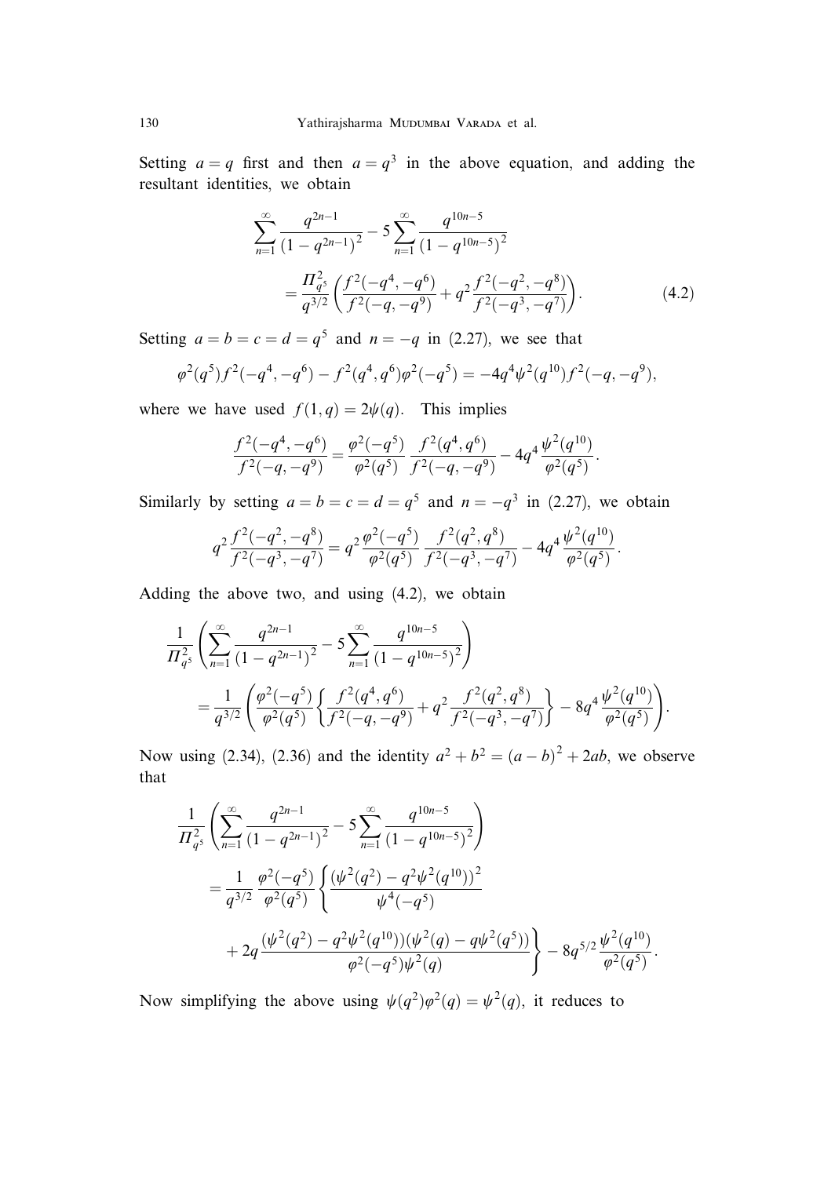Setting $a = q$ first and then $a = q^3$ in the above equation, and adding the resultant identities, we obtain

$$\sum_{n=1}^{\infty} \frac{q^{2n-1}}{(1-q^{2n-1})^2} - 5\sum_{n=1}^{\infty} \frac{q^{10n-5}}{(1-q^{10n-5})^2} = \frac{\Pi_{q^5}^2}{q^{3/2}} \left( \frac{f^2(-q^4, -q^6)}{f^2(-q, -q^9)} + q^2 \frac{f^2(-q^2, -q^8)}{f^2(-q^3, -q^7)} \right). \tag{4.2}$$

Setting $a = b = c = d = q^5$ and $n = -q$ in (2.27), we see that

$$\varphi^2(q^5) f^2(-q^4, -q^6) - f^2(q^4, q^6)\varphi^2(-q^5) = -4q^4 \psi^2(q^{10}) f^2(-q, -q^9),$$

where we have used $f(1, q) = 2\psi(q)$. This implies

$$\frac{f^2(-q^4, -q^6)}{f^2(-q, -q^9)} = \frac{\varphi^2(-q^5)}{\varphi^2(q^5)} \frac{f^2(q^4, q^6)}{f^2(-q, -q^9)} - 4q^4 \frac{\psi^2(q^{10})}{\varphi^2(q^5)}.$$

Similarly by setting $a = b = c = d = q^5$ and $n = -q^3$ in (2.27), we obtain

$$q^2 \frac{f^2(-q^2, -q^8)}{f^2(-q^3, -q^7)} = q^2 \frac{\varphi^2(-q^5)}{\varphi^2(q^5)} \frac{f^2(q^2, q^8)}{f^2(-q^3, -q^7)} - 4q^4 \frac{\psi^2(q^{10})}{\varphi^2(q^5)}.$$

Adding the above two, and using (4.2), we obtain

$$\frac{1}{\Pi_{q^5}^2} \left( \sum_{n=1}^{\infty} \frac{q^{2n-1}}{(1-q^{2n-1})^2} - 5\sum_{n=1}^{\infty} \frac{q^{10n-5}}{(1-q^{10n-5})^2} \right) = \frac{1}{q^{3/2}} \left( \frac{\varphi^2(-q^5)}{\varphi^2(q^5)} \left\{ \frac{f^2(q^4, q^6)}{f^2(-q, -q^9)} + q^2 \frac{f^2(q^2, q^8)}{f^2(-q^3, -q^7)} \right\} - 8q^4 \frac{\psi^2(q^{10})}{\varphi^2(q^5)} \right).$$

Now using (2.34), (2.36) and the identity $a^2 + b^2 = (a-b)^2 + 2ab$, we observe that

$$\begin{aligned} &\frac{1}{\Pi_{q^5}^2} \left( \sum_{n=1}^{\infty} \frac{q^{2n-1}}{(1-q^{2n-1})^2} - 5\sum_{n=1}^{\infty} \frac{q^{10n-5}}{(1-q^{10n-5})^2} \right) \\ &= \frac{1}{q^{3/2}} \frac{\varphi^2(-q^5)}{\varphi^2(q^5)} \left\{ \frac{(\psi^2(q^2) - q^2\psi^2(q^{10}))^2}{\psi^4(-q^5)} \right. \\ &\quad \left. + 2q \frac{(\psi^2(q^2) - q^2\psi^2(q^{10}))(\psi^2(q) - q\psi^2(q^5))}{\varphi^2(-q^5)\psi^2(q)} \right\} - 8q^{5/2} \frac{\psi^2(q^{10})}{\varphi^2(q^5)}. \end{aligned}$$

Now simplifying the above using $\psi(q^2)\varphi^2(q) = \psi^2(q)$, it reduces to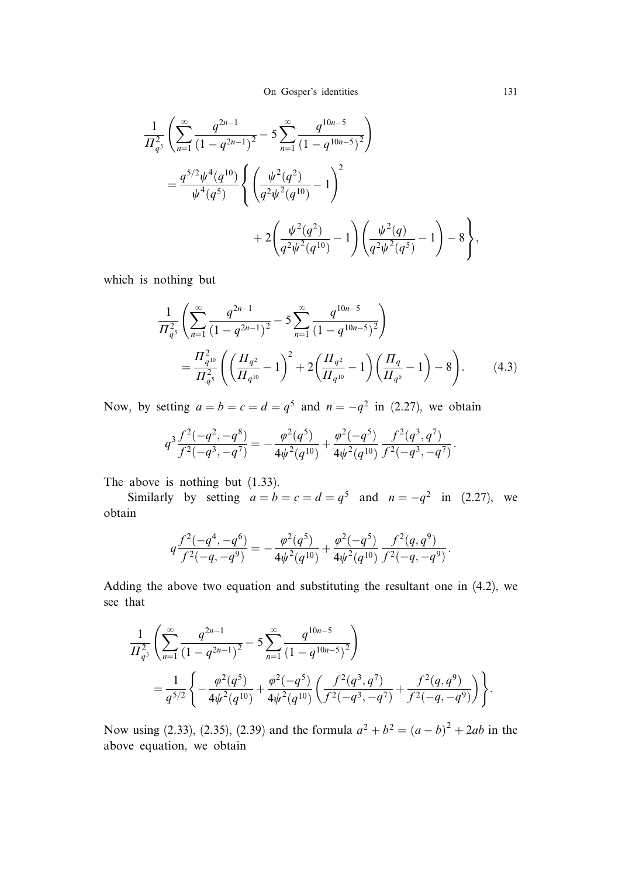$$\frac{1}{\Pi_{q^5}^2}\left(\sum_{n=1}^{\infty}\frac{q^{2n-1}}{(1-q^{2n-1})^2}-5\sum_{n=1}^{\infty}\frac{q^{10n-5}}{(1-q^{10n-5})^2}\right)$$
$$=\frac{q^{5/2}\psi^4(q^{10})}{\psi^4(q^5)}\left\{\left(\frac{\psi^2(q^2)}{q^2\psi^2(q^{10})}-1\right)^2\right.$$
$$\left.+2\left(\frac{\psi^2(q^2)}{q^2\psi^2(q^{10})}-1\right)\left(\frac{\psi^2(q)}{q^2\psi^2(q^5)}-1\right)-8\right\},$$

which is nothing but

$$\frac{1}{\Pi_{q^5}^2}\left(\sum_{n=1}^{\infty}\frac{q^{2n-1}}{(1-q^{2n-1})^2}-5\sum_{n=1}^{\infty}\frac{q^{10n-5}}{(1-q^{10n-5})^2}\right)$$
$$=\frac{\Pi_{q^{10}}^2}{\Pi_{q^5}^2}\left(\left(\frac{\Pi_{q^2}}{\Pi_{q^{10}}}-1\right)^2+2\left(\frac{\Pi_{q^2}}{\Pi_{q^{10}}}-1\right)\left(\frac{\Pi_q}{\Pi_{q^5}}-1\right)-8\right). \tag{4.3}$$

Now, by setting $a=b=c=d=q^5$ and $n=-q^2$ in (2.27), we obtain

$$q^3\frac{f^2(-q^2,-q^8)}{f^2(-q^3,-q^7)}=-\frac{\varphi^2(q^5)}{4\psi^2(q^{10})}+\frac{\varphi^2(-q^5)}{4\psi^2(q^{10})}\frac{f^2(q^3,q^7)}{f^2(-q^3,-q^7)}.$$

The above is nothing but (1.33).

Similarly by setting $a=b=c=d=q^5$ and $n=-q^2$ in (2.27), we obtain

$$q\frac{f^2(-q^4,-q^6)}{f^2(-q,-q^9)}=-\frac{\varphi^2(q^5)}{4\psi^2(q^{10})}+\frac{\varphi^2(-q^5)}{4\psi^2(q^{10})}\frac{f^2(q,q^9)}{f^2(-q,-q^9)}.$$

Adding the above two equation and substituting the resultant one in (4.2), we see that

$$\frac{1}{\Pi_{q^5}^2}\left(\sum_{n=1}^{\infty}\frac{q^{2n-1}}{(1-q^{2n-1})^2}-5\sum_{n=1}^{\infty}\frac{q^{10n-5}}{(1-q^{10n-5})^2}\right)$$
$$=\frac{1}{q^{5/2}}\left\{-\frac{\varphi^2(q^5)}{4\psi^2(q^{10})}+\frac{\varphi^2(-q^5)}{4\psi^2(q^{10})}\left(\frac{f^2(q^3,q^7)}{f^2(-q^3,-q^7)}+\frac{f^2(q,q^9)}{f^2(-q,-q^9)}\right)\right\}.$$

Now using (2.33), (2.35), (2.39) and the formula $a^2+b^2=(a-b)^2+2ab$ in the above equation, we obtain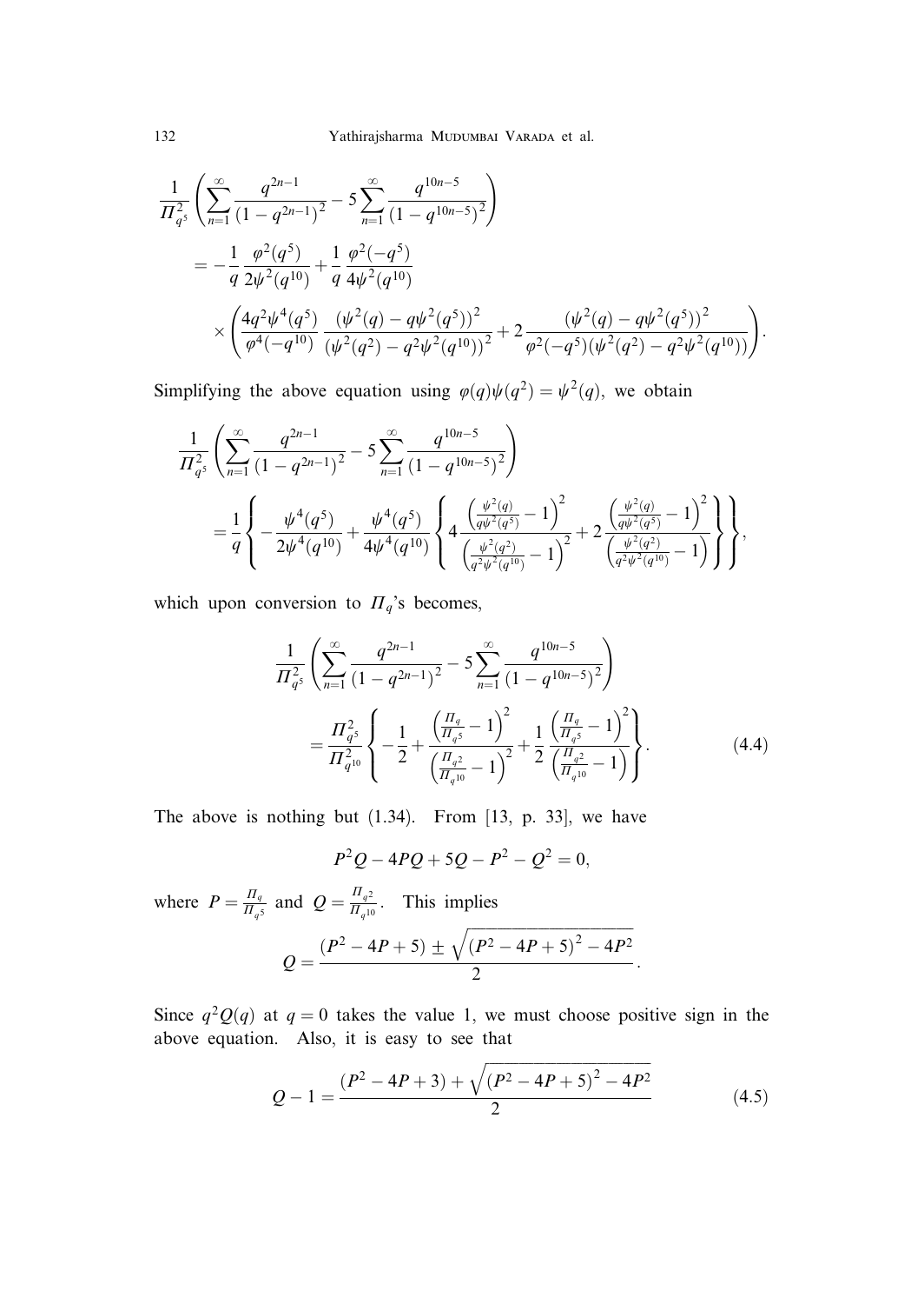$$
\begin{aligned}
&\frac{1}{\Pi_{q^5}^2}\left(\sum_{n=1}^{\infty}\frac{q^{2n-1}}{(1-q^{2n-1})^2}-5\sum_{n=1}^{\infty}\frac{q^{10n-5}}{(1-q^{10n-5})^2}\right)\\
&\quad=-\frac{1}{q}\frac{\varphi^2(q^5)}{2\psi^2(q^{10})}+\frac{1}{q}\frac{\varphi^2(-q^5)}{4\psi^2(q^{10})}\\
&\qquad\times\left(\frac{4q^2\psi^4(q^5)}{\varphi^4(-q^{10})}\frac{(\psi^2(q)-q\psi^2(q^5))^2}{(\psi^2(q^2)-q^2\psi^2(q^{10}))^2}+2\frac{(\psi^2(q)-q\psi^2(q^5))^2}{\varphi^2(-q^5)(\psi^2(q^2)-q^2\psi^2(q^{10}))}\right).
\end{aligned}
$$

Simplifying the above equation using $\varphi(q)\psi(q^2)=\psi^2(q)$, we obtain

$$
\begin{aligned}
&\frac{1}{\Pi_{q^5}^2}\left(\sum_{n=1}^{\infty}\frac{q^{2n-1}}{(1-q^{2n-1})^2}-5\sum_{n=1}^{\infty}\frac{q^{10n-5}}{(1-q^{10n-5})^2}\right)\\
&\quad=\frac{1}{q}\left\{-\frac{\psi^4(q^5)}{2\psi^4(q^{10})}+\frac{\psi^4(q^5)}{4\psi^4(q^{10})}\left\{4\frac{\left(\frac{\psi^2(q)}{q\psi^2(q^5)}-1\right)^2}{\left(\frac{\psi^2(q^2)}{q^2\psi^2(q^{10})}-1\right)^2}+2\frac{\left(\frac{\psi^2(q)}{q\psi^2(q^5)}-1\right)^2}{\left(\frac{\psi^2(q^2)}{q^2\psi^2(q^{10})}-1\right)}\right\}\right\},
\end{aligned}
$$

which upon conversion to $\Pi_q$'s becomes,

$$
\begin{aligned}
&\frac{1}{\Pi_{q^5}^2}\left(\sum_{n=1}^{\infty}\frac{q^{2n-1}}{(1-q^{2n-1})^2}-5\sum_{n=1}^{\infty}\frac{q^{10n-5}}{(1-q^{10n-5})^2}\right)\\
&\quad=\frac{\Pi_{q^5}^2}{\Pi_{q^{10}}^2}\left\{-\frac{1}{2}+\frac{\left(\frac{\Pi_q}{\Pi_{q^5}}-1\right)^2}{\left(\frac{\Pi_{q^2}}{\Pi_{q^{10}}}-1\right)^2}+\frac{1}{2}\frac{\left(\frac{\Pi_q}{\Pi_{q^5}}-1\right)^2}{\left(\frac{\Pi_{q^2}}{\Pi_{q^{10}}}-1\right)}\right\}.
\end{aligned}
\tag{4.4}
$$

The above is nothing but (1.34). From [13, p. 33], we have

$$
P^2Q-4PQ+5Q-P^2-Q^2=0,
$$

where $P=\frac{\Pi_q}{\Pi_{q^5}}$ and $Q=\frac{\Pi_{q^2}}{\Pi_{q^{10}}}$. This implies

$$
Q=\frac{(P^2-4P+5)\pm\sqrt{(P^2-4P+5)^2-4P^2}}{2}.
$$

Since $q^2Q(q)$ at $q=0$ takes the value 1, we must choose positive sign in the above equation. Also, it is easy to see that

$$
Q-1=\frac{(P^2-4P+3)+\sqrt{(P^2-4P+5)^2-4P^2}}{2}
\tag{4.5}
$$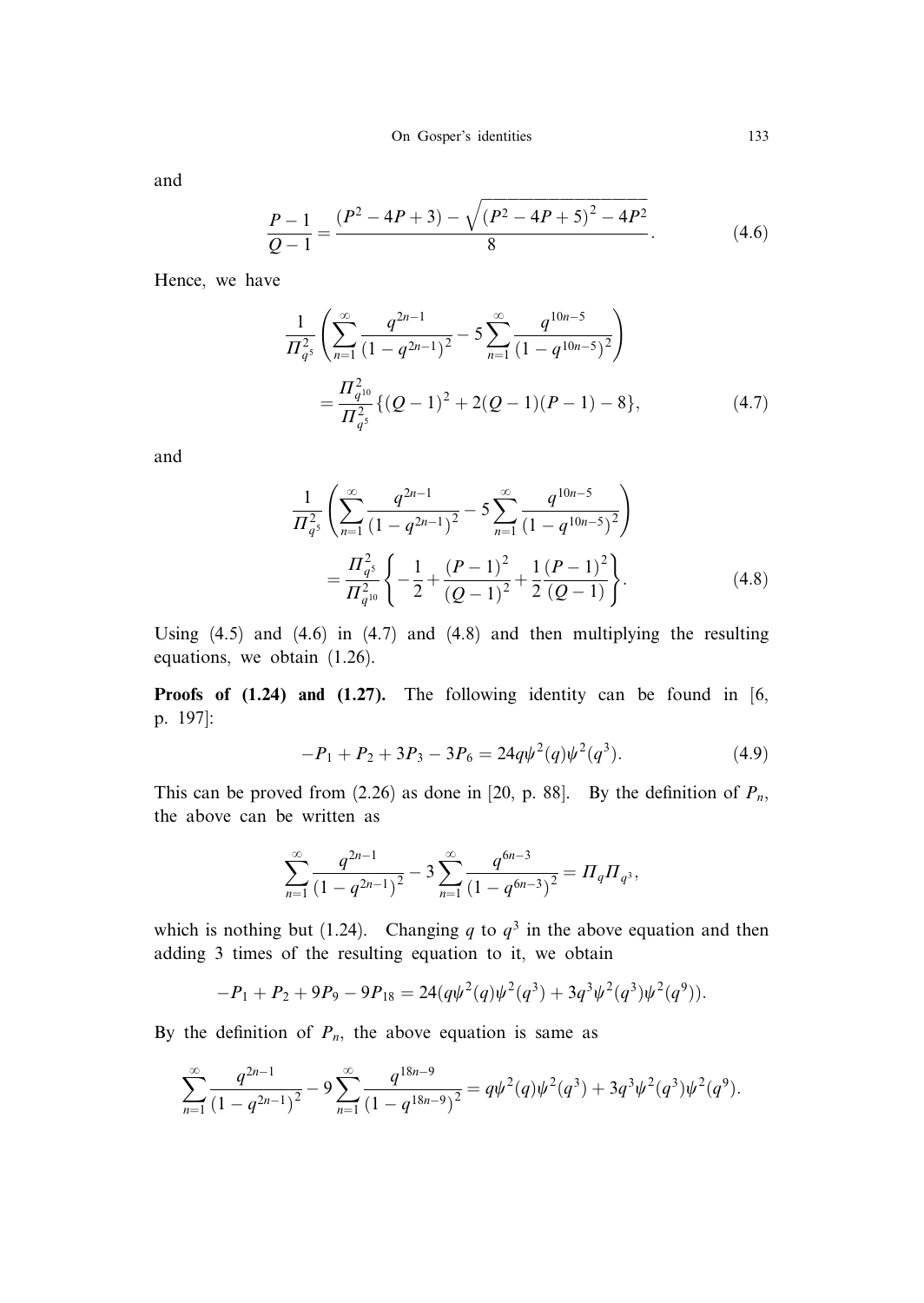and

$$\frac{P-1}{Q-1}=\frac{(P^2-4P+3)-\sqrt{(P^2-4P+5)^2-4P^2}}{8}. \tag{4.6}$$

Hence, we have

$$\frac{1}{\Pi_{q^5}^2}\left(\sum_{n=1}^{\infty}\frac{q^{2n-1}}{(1-q^{2n-1})^2}-5\sum_{n=1}^{\infty}\frac{q^{10n-5}}{(1-q^{10n-5})^2}\right)$$
$$=\frac{\Pi_{q^{10}}^2}{\Pi_{q^5}^2}\{(Q-1)^2+2(Q-1)(P-1)-8\}, \tag{4.7}$$

and

$$\frac{1}{\Pi_{q^5}^2}\left(\sum_{n=1}^{\infty}\frac{q^{2n-1}}{(1-q^{2n-1})^2}-5\sum_{n=1}^{\infty}\frac{q^{10n-5}}{(1-q^{10n-5})^2}\right)$$
$$=\frac{\Pi_{q^5}^2}{\Pi_{q^{10}}^2}\left\{-\frac{1}{2}+\frac{(P-1)^2}{(Q-1)^2}+\frac{1}{2}\frac{(P-1)^2}{(Q-1)}\right\}. \tag{4.8}$$

Using (4.5) and (4.6) in (4.7) and (4.8) and then multiplying the resulting equations, we obtain (1.26).

**Proofs of (1.24) and (1.27).** The following identity can be found in [6, p. 197]:

$$-P_1+P_2+3P_3-3P_6=24q\psi^2(q)\psi^2(q^3). \tag{4.9}$$

This can be proved from (2.26) as done in [20, p. 88]. By the definition of $P_n$, the above can be written as

$$\sum_{n=1}^{\infty}\frac{q^{2n-1}}{(1-q^{2n-1})^2}-3\sum_{n=1}^{\infty}\frac{q^{6n-3}}{(1-q^{6n-3})^2}=\Pi_q\Pi_{q^3},$$

which is nothing but (1.24). Changing $q$ to $q^3$ in the above equation and then adding 3 times of the resulting equation to it, we obtain

$$-P_1+P_2+9P_9-9P_{18}=24(q\psi^2(q)\psi^2(q^3)+3q^3\psi^2(q^3)\psi^2(q^9)).$$

By the definition of $P_n$, the above equation is same as

$$\sum_{n=1}^{\infty}\frac{q^{2n-1}}{(1-q^{2n-1})^2}-9\sum_{n=1}^{\infty}\frac{q^{18n-9}}{(1-q^{18n-9})^2}=q\psi^2(q)\psi^2(q^3)+3q^3\psi^2(q^3)\psi^2(q^9).$$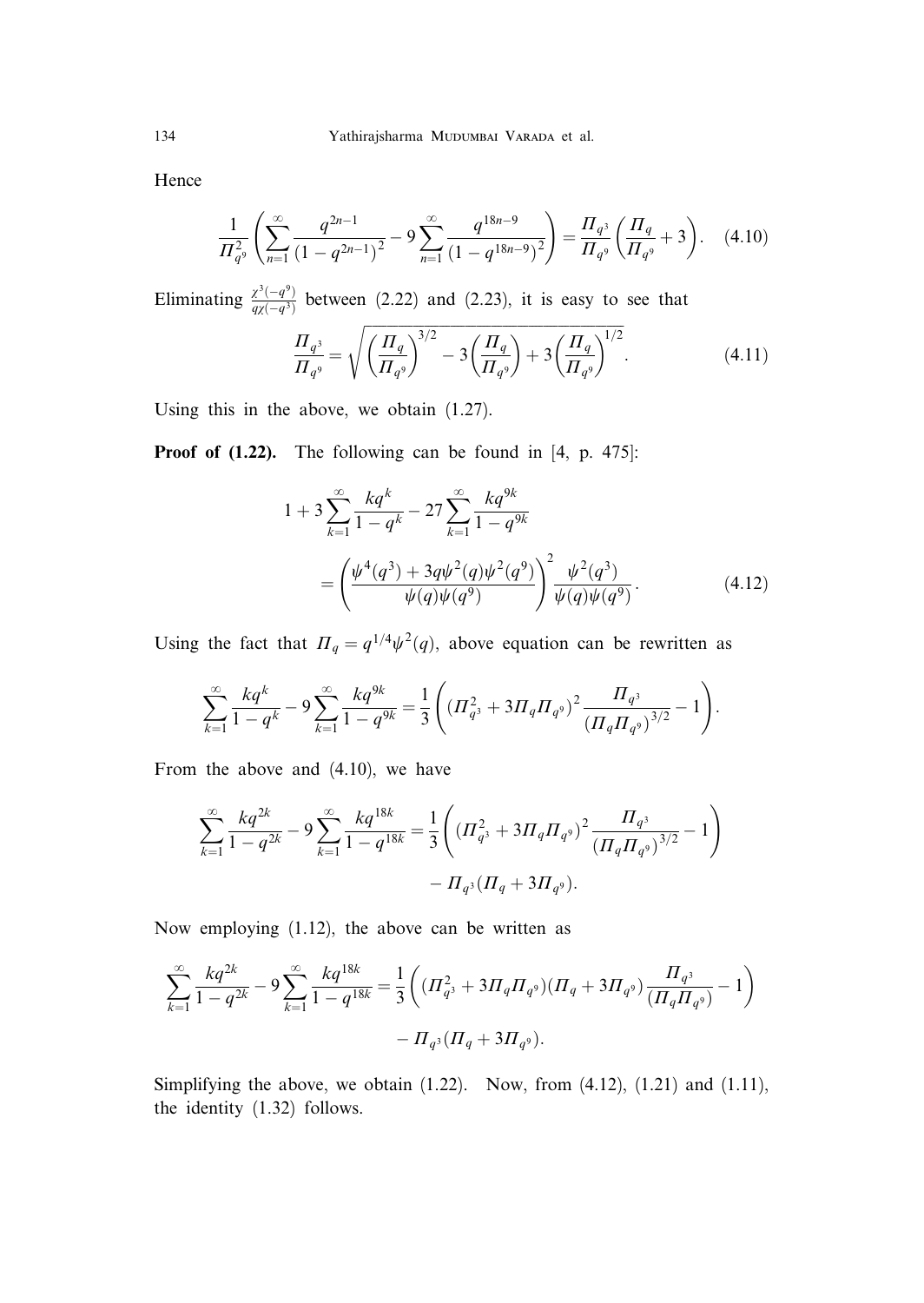Hence

$$\frac{1}{\Pi_{q^9}^2}\left(\sum_{n=1}^{\infty}\frac{q^{2n-1}}{(1-q^{2n-1})^2}-9\sum_{n=1}^{\infty}\frac{q^{18n-9}}{(1-q^{18n-9})^2}\right)=\frac{\Pi_{q^3}}{\Pi_{q^9}}\left(\frac{\Pi_q}{\Pi_{q^9}}+3\right). \tag{4.10}$$

Eliminating $\frac{\chi^3(-q^9)}{q\chi(-q^3)}$ between (2.22) and (2.23), it is easy to see that

$$\frac{\Pi_{q^3}}{\Pi_{q^9}}=\sqrt{\left(\frac{\Pi_q}{\Pi_{q^9}}\right)^{3/2}-3\left(\frac{\Pi_q}{\Pi_{q^9}}\right)+3\left(\frac{\Pi_q}{\Pi_{q^9}}\right)^{1/2}}. \tag{4.11}$$

Using this in the above, we obtain (1.27).

**Proof of (1.22).** The following can be found in [4, p. 475]:

$$\begin{aligned}
1+3\sum_{k=1}^{\infty}\frac{kq^k}{1-q^k}-27\sum_{k=1}^{\infty}\frac{kq^{9k}}{1-q^{9k}}\\
=\left(\frac{\psi^4(q^3)+3q\psi^2(q)\psi^2(q^9)}{\psi(q)\psi(q^9)}\right)^2\frac{\psi^2(q^3)}{\psi(q)\psi(q^9)}.
\end{aligned} \tag{4.12}$$

Using the fact that $\Pi_q=q^{1/4}\psi^2(q)$, above equation can be rewritten as

$$\sum_{k=1}^{\infty}\frac{kq^k}{1-q^k}-9\sum_{k=1}^{\infty}\frac{kq^{9k}}{1-q^{9k}}=\frac{1}{3}\left((\Pi_{q^3}^2+3\Pi_q\Pi_{q^9})^2\frac{\Pi_{q^3}}{(\Pi_q\Pi_{q^9})^{3/2}}-1\right).$$

From the above and (4.10), we have

$$\begin{aligned}
\sum_{k=1}^{\infty}\frac{kq^{2k}}{1-q^{2k}}-9\sum_{k=1}^{\infty}\frac{kq^{18k}}{1-q^{18k}}=\frac{1}{3}\left((\Pi_{q^3}^2+3\Pi_q\Pi_{q^9})^2\frac{\Pi_{q^3}}{(\Pi_q\Pi_{q^9})^{3/2}}-1\right)\\
-\Pi_{q^3}(\Pi_q+3\Pi_{q^9}).
\end{aligned}$$

Now employing (1.12), the above can be written as

$$\begin{aligned}
\sum_{k=1}^{\infty}\frac{kq^{2k}}{1-q^{2k}}-9\sum_{k=1}^{\infty}\frac{kq^{18k}}{1-q^{18k}}=\frac{1}{3}\left((\Pi_{q^3}^2+3\Pi_q\Pi_{q^9})(\Pi_q+3\Pi_{q^9})\frac{\Pi_{q^3}}{(\Pi_q\Pi_{q^9})}-1\right)\\
-\Pi_{q^3}(\Pi_q+3\Pi_{q^9}).
\end{aligned}$$

Simplifying the above, we obtain (1.22). Now, from (4.12), (1.21) and (1.11), the identity (1.32) follows.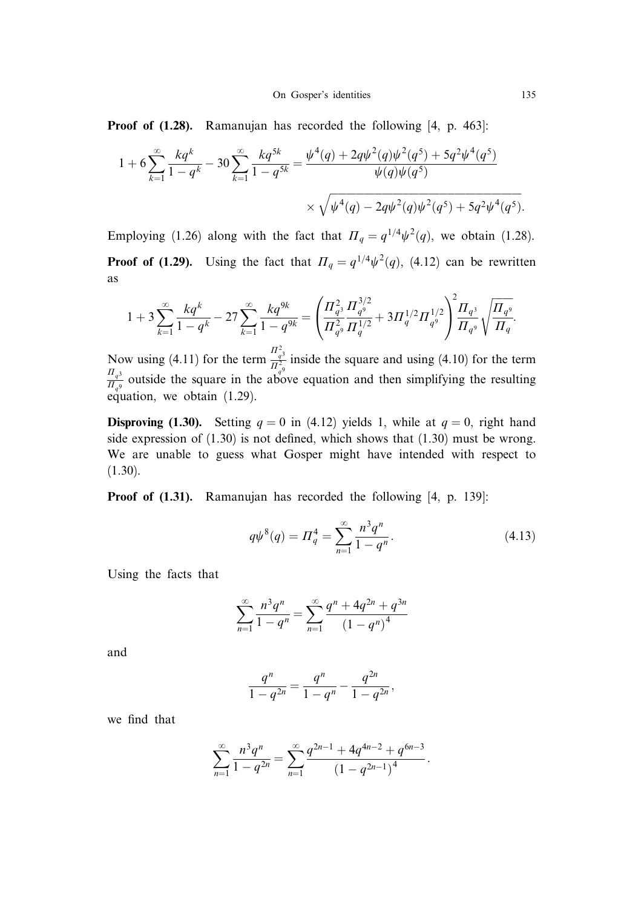**Proof of (1.28).** Ramanujan has recorded the following [4, p. 463]:

$$1+6\sum_{k=1}^{\infty}\frac{kq^k}{1-q^k}-30\sum_{k=1}^{\infty}\frac{kq^{5k}}{1-q^{5k}}=\frac{\psi^4(q)+2q\psi^2(q)\psi^2(q^5)+5q^2\psi^4(q^5)}{\psi(q)\psi(q^5)}$$
$$\times\sqrt{\psi^4(q)-2q\psi^2(q)\psi^2(q^5)+5q^2\psi^4(q^5)}.$$

Employing (1.26) along with the fact that $\Pi_q=q^{1/4}\psi^2(q)$, we obtain (1.28).

**Proof of (1.29).** Using the fact that $\Pi_q=q^{1/4}\psi^2(q)$, (4.12) can be rewritten as

$$1+3\sum_{k=1}^{\infty}\frac{kq^k}{1-q^k}-27\sum_{k=1}^{\infty}\frac{kq^{9k}}{1-q^{9k}}=\left(\frac{\Pi_{q^3}^2}{\Pi_{q^9}^2}\frac{\Pi_{q^9}^{3/2}}{\Pi_q^{1/2}}+3\Pi_q^{1/2}\Pi_{q^9}^{1/2}\right)^2\frac{\Pi_{q^3}}{\Pi_{q^9}}\sqrt{\frac{\Pi_{q^9}}{\Pi_q}}.$$

Now using (4.11) for the term $\frac{\Pi_{q^3}^2}{\Pi_{q^9}^2}$ inside the square and using (4.10) for the term $\frac{\Pi_{q^3}}{\Pi_{q^9}}$ outside the square in the above equation and then simplifying the resulting equation, we obtain (1.29).

**Disproving (1.30).** Setting $q=0$ in (4.12) yields 1, while at $q=0$, right hand side expression of (1.30) is not defined, which shows that (1.30) must be wrong. We are unable to guess what Gosper might have intended with respect to (1.30).

**Proof of (1.31).** Ramanujan has recorded the following [4, p. 139]:

$$q\psi^8(q)=\Pi_q^4=\sum_{n=1}^{\infty}\frac{n^3q^n}{1-q^n}. \tag{4.13}$$

Using the facts that

$$\sum_{n=1}^{\infty}\frac{n^3q^n}{1-q^n}=\sum_{n=1}^{\infty}\frac{q^n+4q^{2n}+q^{3n}}{(1-q^n)^4}$$

and

$$\frac{q^n}{1-q^{2n}}=\frac{q^n}{1-q^n}-\frac{q^{2n}}{1-q^{2n}},$$

we find that

$$\sum_{n=1}^{\infty}\frac{n^3q^n}{1-q^{2n}}=\sum_{n=1}^{\infty}\frac{q^{2n-1}+4q^{4n-2}+q^{6n-3}}{(1-q^{2n-1})^4}.$$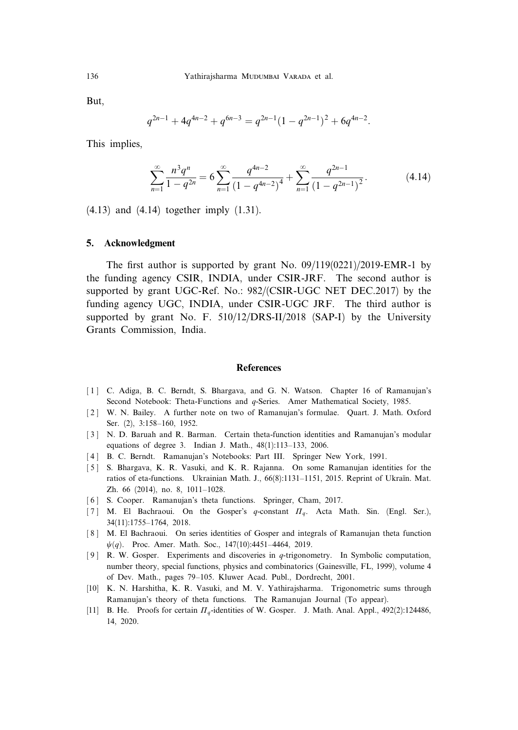But,

$$q^{2n-1} + 4q^{4n-2} + q^{6n-3} = q^{2n-1}(1 - q^{2n-1})^2 + 6q^{4n-2}.$$

This implies,

$$\sum_{n=1}^{\infty} \frac{n^3 q^n}{1 - q^{2n}} = 6 \sum_{n=1}^{\infty} \frac{q^{4n-2}}{(1 - q^{4n-2})^4} + \sum_{n=1}^{\infty} \frac{q^{2n-1}}{(1 - q^{2n-1})^2}. \tag{4.14}$$

(4.13) and (4.14) together imply (1.31).

## 5. Acknowledgment

The first author is supported by grant No. 09/119(0221)/2019-EMR-1 by the funding agency CSIR, INDIA, under CSIR-JRF. The second author is supported by grant UGC-Ref. No.: 982/(CSIR-UGC NET DEC.2017) by the funding agency UGC, INDIA, under CSIR-UGC JRF. The third author is supported by grant No. F. 510/12/DRS-II/2018 (SAP-I) by the University Grants Commission, India.

## References

[1] C. Adiga, B. C. Berndt, S. Bhargava, and G. N. Watson. Chapter 16 of Ramanujan's Second Notebook: Theta-Functions and $q$-Series. Amer Mathematical Society, 1985.

[2] W. N. Bailey. A further note on two of Ramanujan's formulae. Quart. J. Math. Oxford Ser. (2), 3:158–160, 1952.

[3] N. D. Baruah and R. Barman. Certain theta-function identities and Ramanujan's modular equations of degree 3. Indian J. Math., 48(1):113–133, 2006.

[4] B. C. Berndt. Ramanujan's Notebooks: Part III. Springer New York, 1991.

[5] S. Bhargava, K. R. Vasuki, and K. R. Rajanna. On some Ramanujan identities for the ratios of eta-functions. Ukrainian Math. J., 66(8):1131–1151, 2015. Reprint of Ukraïn. Mat. Zh. 66 (2014), no. 8, 1011–1028.

[6] S. Cooper. Ramanujan's theta functions. Springer, Cham, 2017.

[7] M. El Bachraoui. On the Gosper's $q$-constant $\Pi_q$. Acta Math. Sin. (Engl. Ser.), 34(11):1755–1764, 2018.

[8] M. El Bachraoui. On series identities of Gosper and integrals of Ramanujan theta function $\psi(q)$. Proc. Amer. Math. Soc., 147(10):4451–4464, 2019.

[9] R. W. Gosper. Experiments and discoveries in $q$-trigonometry. In Symbolic computation, number theory, special functions, physics and combinatorics (Gainesville, FL, 1999), volume 4 of Dev. Math., pages 79–105. Kluwer Acad. Publ., Dordrecht, 2001.

[10] K. N. Harshitha, K. R. Vasuki, and M. V. Yathirajsharma. Trigonometric sums through Ramanujan's theory of theta functions. The Ramanujan Journal (To appear).

[11] B. He. Proofs for certain $\Pi_q$-identities of W. Gosper. J. Math. Anal. Appl., 492(2):124486, 14, 2020.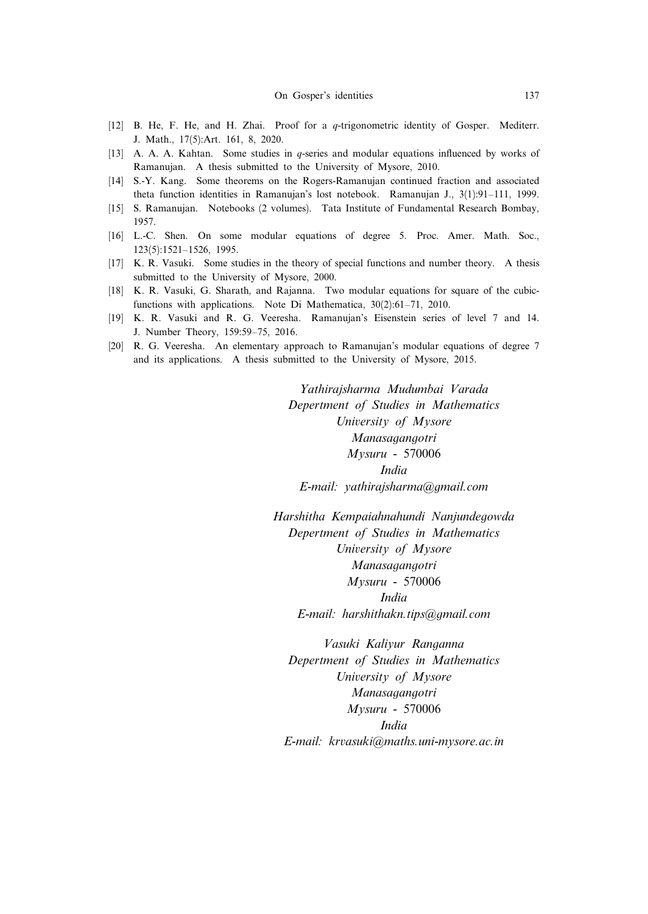[12] B. He, F. He, and H. Zhai. Proof for a $q$-trigonometric identity of Gosper. Mediterr. J. Math., 17(5):Art. 161, 8, 2020.

[13] A. A. A. Kahtan. Some studies in $q$-series and modular equations influenced by works of Ramanujan. A thesis submitted to the University of Mysore, 2010.

[14] S.-Y. Kang. Some theorems on the Rogers-Ramanujan continued fraction and associated theta function identities in Ramanujan's lost notebook. Ramanujan J., 3(1):91–111, 1999.

[15] S. Ramanujan. Notebooks (2 volumes). Tata Institute of Fundamental Research Bombay, 1957.

[16] L.-C. Shen. On some modular equations of degree 5. Proc. Amer. Math. Soc., 123(5):1521–1526, 1995.

[17] K. R. Vasuki. Some studies in the theory of special functions and number theory. A thesis submitted to the University of Mysore, 2000.

[18] K. R. Vasuki, G. Sharath, and Rajanna. Two modular equations for square of the cubic-functions with applications. Note Di Mathematica, 30(2):61–71, 2010.

[19] K. R. Vasuki and R. G. Veeresha. Ramanujan's Eisenstein series of level 7 and 14. J. Number Theory, 159:59–75, 2016.

[20] R. G. Veeresha. An elementary approach to Ramanujan's modular equations of degree 7 and its applications. A thesis submitted to the University of Mysore, 2015.

*Yathirajsharma Mudumbai Varada*
*Depertment of Studies in Mathematics*
*University of Mysore*
*Manasagangotri*
*Mysuru* - 570006
*India*
*E-mail: yathirajsharma@gmail.com*

*Harshitha Kempaiahnahundi Nanjundegowda*
*Depertment of Studies in Mathematics*
*University of Mysore*
*Manasagangotri*
*Mysuru* - 570006
*India*
*E-mail: harshithakn.tips@gmail.com*

*Vasuki Kaliyur Ranganna*
*Depertment of Studies in Mathematics*
*University of Mysore*
*Manasagangotri*
*Mysuru* - 570006
*India*
*E-mail: krvasuki@maths.uni-mysore.ac.in*